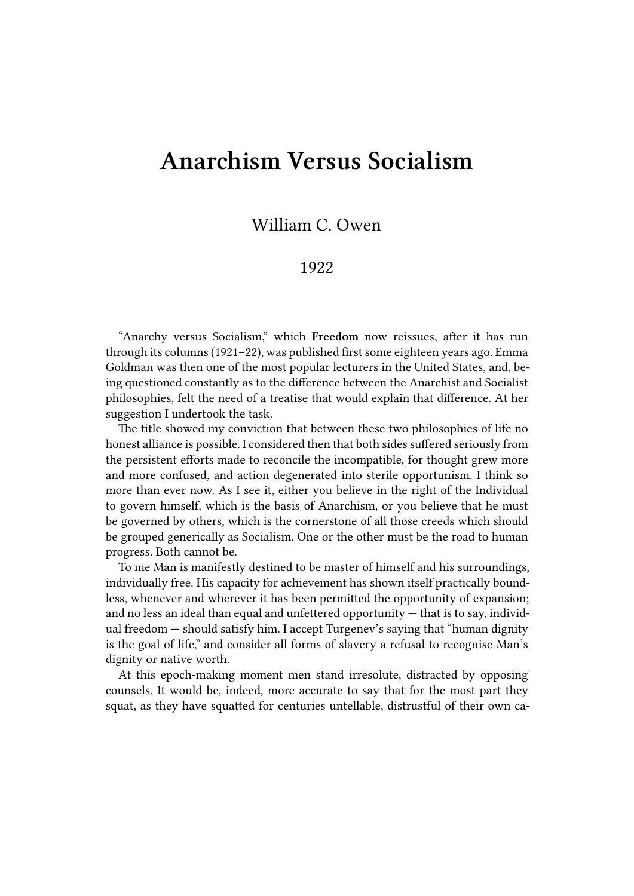# Anarchism Versus Socialism

William C. Owen

1922

"Anarchy versus Socialism," which **Freedom** now reissues, after it has run through its columns (1921–22), was published first some eighteen years ago. Emma Goldman was then one of the most popular lecturers in the United States, and, being questioned constantly as to the difference between the Anarchist and Socialist philosophies, felt the need of a treatise that would explain that difference. At her suggestion I undertook the task.

The title showed my conviction that between these two philosophies of life no honest alliance is possible. I considered then that both sides suffered seriously from the persistent efforts made to reconcile the incompatible, for thought grew more and more confused, and action degenerated into sterile opportunism. I think so more than ever now. As I see it, either you believe in the right of the Individual to govern himself, which is the basis of Anarchism, or you believe that he must be governed by others, which is the cornerstone of all those creeds which should be grouped generically as Socialism. One or the other must be the road to human progress. Both cannot be.

To me Man is manifestly destined to be master of himself and his surroundings, individually free. His capacity for achievement has shown itself practically boundless, whenever and wherever it has been permitted the opportunity of expansion; and no less an ideal than equal and unfettered opportunity — that is to say, individual freedom — should satisfy him. I accept Turgenev's saying that "human dignity is the goal of life," and consider all forms of slavery a refusal to recognise Man's dignity or native worth.

At this epoch-making moment men stand irresolute, distracted by opposing counsels. It would be, indeed, more accurate to say that for the most part they squat, as they have squatted for centuries untellable, distrustful of their own ca-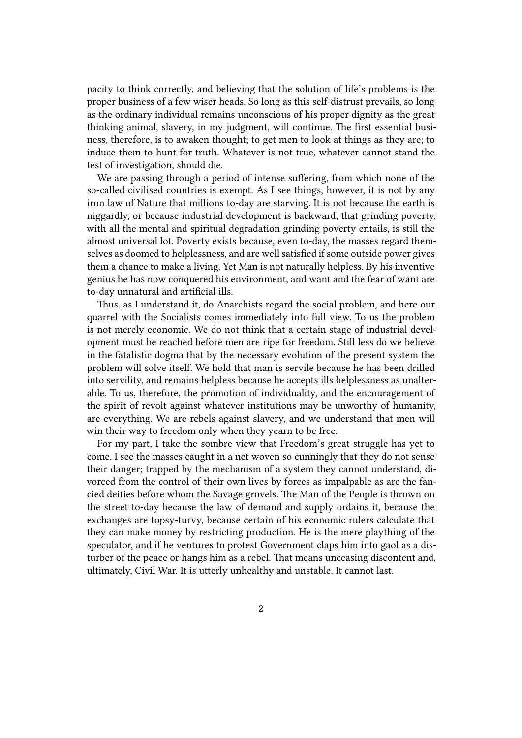pacity to think correctly, and believing that the solution of life's problems is the proper business of a few wiser heads. So long as this self-distrust prevails, so long as the ordinary individual remains unconscious of his proper dignity as the great thinking animal, slavery, in my judgment, will continue. The first essential business, therefore, is to awaken thought; to get men to look at things as they are; to induce them to hunt for truth. Whatever is not true, whatever cannot stand the test of investigation, should die.

We are passing through a period of intense suffering, from which none of the so-called civilised countries is exempt. As I see things, however, it is not by any iron law of Nature that millions to-day are starving. It is not because the earth is niggardly, or because industrial development is backward, that grinding poverty, with all the mental and spiritual degradation grinding poverty entails, is still the almost universal lot. Poverty exists because, even to-day, the masses regard themselves as doomed to helplessness, and are well satisfied if some outside power gives them a chance to make a living. Yet Man is not naturally helpless. By his inventive genius he has now conquered his environment, and want and the fear of want are to-day unnatural and artificial ills.

Thus, as I understand it, do Anarchists regard the social problem, and here our quarrel with the Socialists comes immediately into full view. To us the problem is not merely economic. We do not think that a certain stage of industrial development must be reached before men are ripe for freedom. Still less do we believe in the fatalistic dogma that by the necessary evolution of the present system the problem will solve itself. We hold that man is servile because he has been drilled into servility, and remains helpless because he accepts ills helplessness as unalterable. To us, therefore, the promotion of individuality, and the encouragement of the spirit of revolt against whatever institutions may be unworthy of humanity, are everything. We are rebels against slavery, and we understand that men will win their way to freedom only when they yearn to be free.

For my part, I take the sombre view that Freedom's great struggle has yet to come. I see the masses caught in a net woven so cunningly that they do not sense their danger; trapped by the mechanism of a system they cannot understand, divorced from the control of their own lives by forces as impalpable as are the fancied deities before whom the Savage grovels. The Man of the People is thrown on the street to-day because the law of demand and supply ordains it, because the exchanges are topsy-turvy, because certain of his economic rulers calculate that they can make money by restricting production. He is the mere plaything of the speculator, and if he ventures to protest Government claps him into gaol as a disturber of the peace or hangs him as a rebel. That means unceasing discontent and, ultimately, Civil War. It is utterly unhealthy and unstable. It cannot last.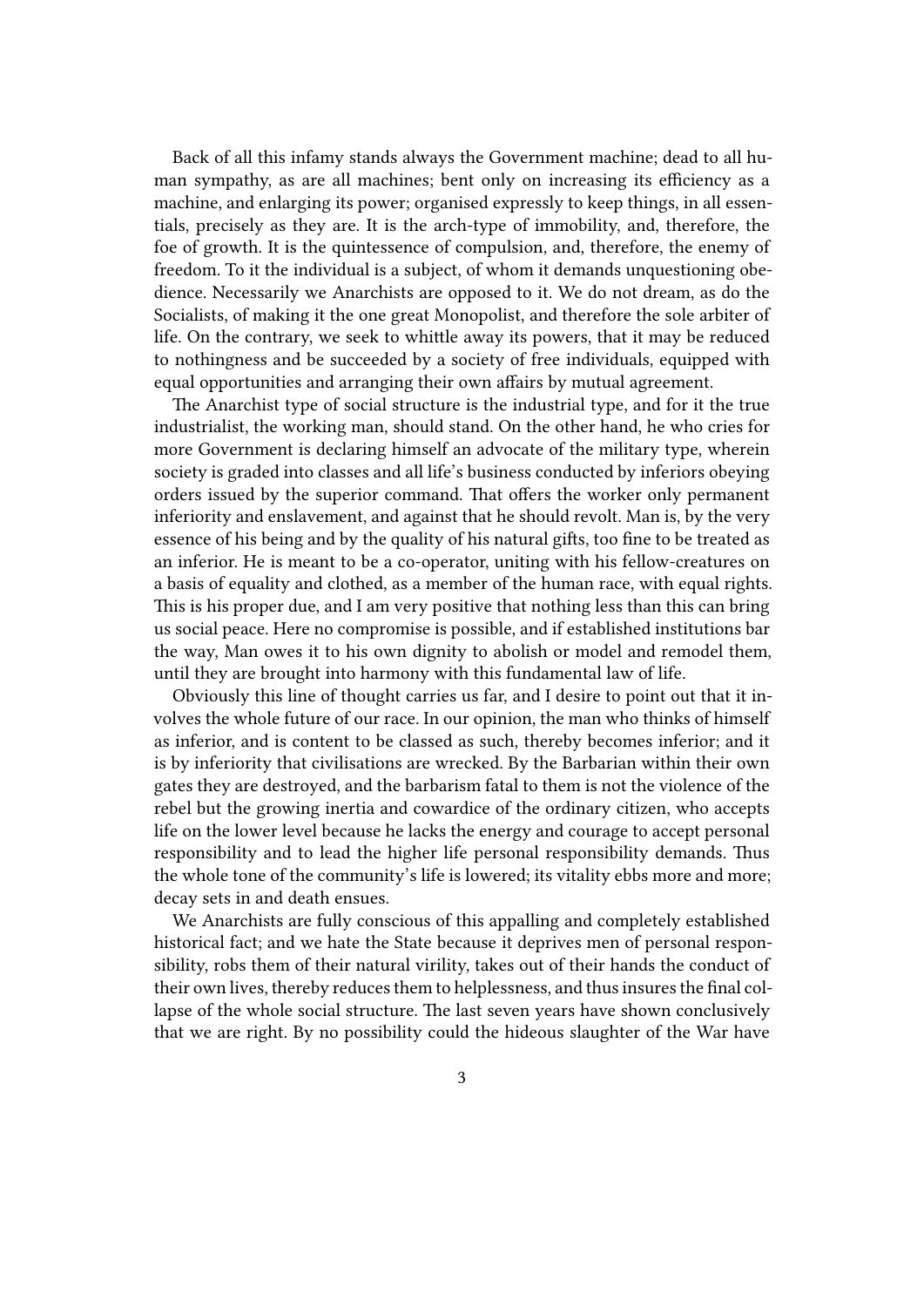Back of all this infamy stands always the Government machine; dead to all human sympathy, as are all machines; bent only on increasing its efficiency as a machine, and enlarging its power; organised expressly to keep things, in all essentials, precisely as they are. It is the arch-type of immobility, and, therefore, the foe of growth. It is the quintessence of compulsion, and, therefore, the enemy of freedom. To it the individual is a subject, of whom it demands unquestioning obedience. Necessarily we Anarchists are opposed to it. We do not dream, as do the Socialists, of making it the one great Monopolist, and therefore the sole arbiter of life. On the contrary, we seek to whittle away its powers, that it may be reduced to nothingness and be succeeded by a society of free individuals, equipped with equal opportunities and arranging their own affairs by mutual agreement.

The Anarchist type of social structure is the industrial type, and for it the true industrialist, the working man, should stand. On the other hand, he who cries for more Government is declaring himself an advocate of the military type, wherein society is graded into classes and all life's business conducted by inferiors obeying orders issued by the superior command. That offers the worker only permanent inferiority and enslavement, and against that he should revolt. Man is, by the very essence of his being and by the quality of his natural gifts, too fine to be treated as an inferior. He is meant to be a co-operator, uniting with his fellow-creatures on a basis of equality and clothed, as a member of the human race, with equal rights. This is his proper due, and I am very positive that nothing less than this can bring us social peace. Here no compromise is possible, and if established institutions bar the way, Man owes it to his own dignity to abolish or model and remodel them, until they are brought into harmony with this fundamental law of life.

Obviously this line of thought carries us far, and I desire to point out that it involves the whole future of our race. In our opinion, the man who thinks of himself as inferior, and is content to be classed as such, thereby becomes inferior; and it is by inferiority that civilisations are wrecked. By the Barbarian within their own gates they are destroyed, and the barbarism fatal to them is not the violence of the rebel but the growing inertia and cowardice of the ordinary citizen, who accepts life on the lower level because he lacks the energy and courage to accept personal responsibility and to lead the higher life personal responsibility demands. Thus the whole tone of the community's life is lowered; its vitality ebbs more and more; decay sets in and death ensues.

We Anarchists are fully conscious of this appalling and completely established historical fact; and we hate the State because it deprives men of personal responsibility, robs them of their natural virility, takes out of their hands the conduct of their own lives, thereby reduces them to helplessness, and thus insures the final collapse of the whole social structure. The last seven years have shown conclusively that we are right. By no possibility could the hideous slaughter of the War have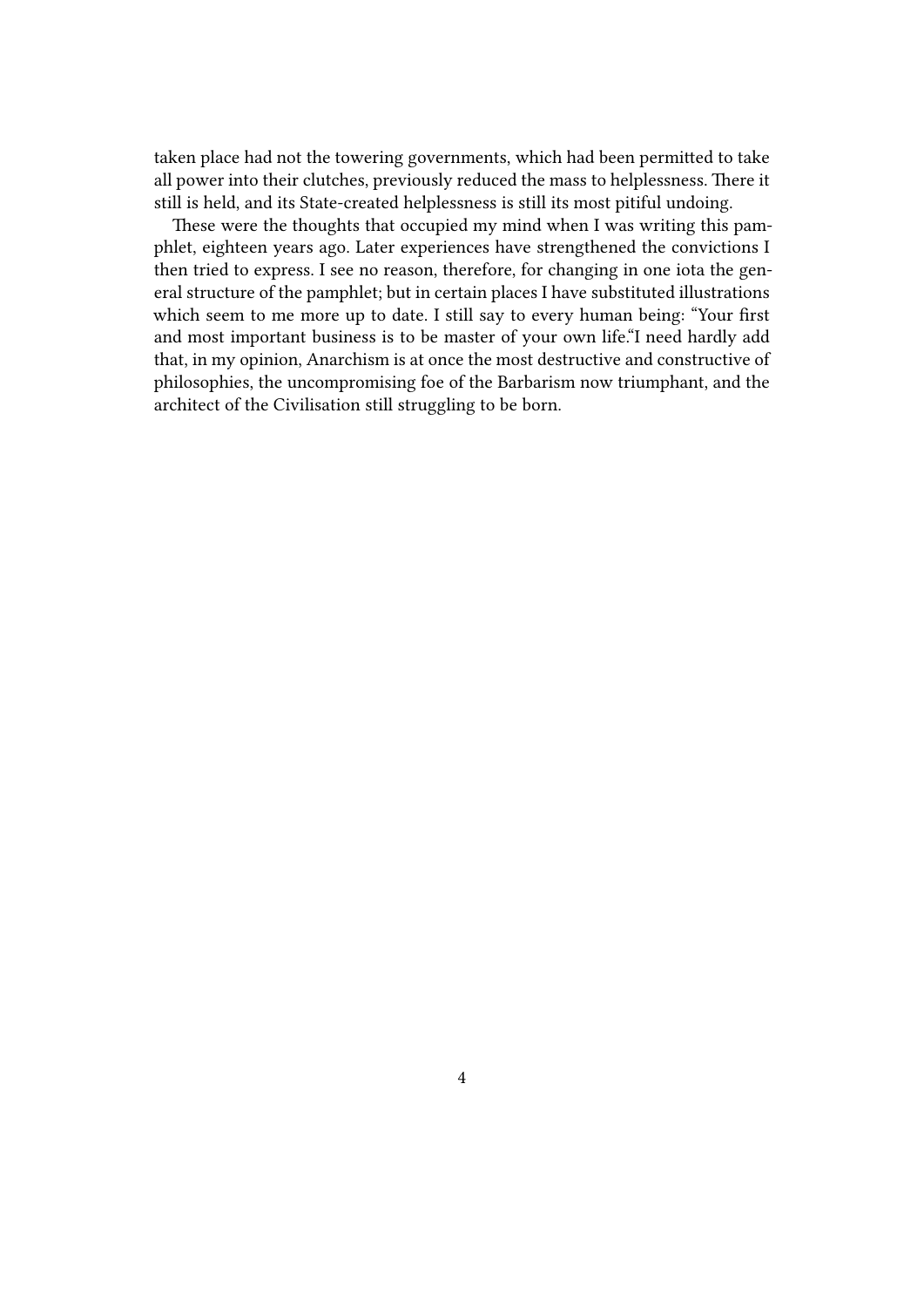taken place had not the towering governments, which had been permitted to take all power into their clutches, previously reduced the mass to helplessness. There it still is held, and its State-created helplessness is still its most pitiful undoing.

These were the thoughts that occupied my mind when I was writing this pamphlet, eighteen years ago. Later experiences have strengthened the convictions I then tried to express. I see no reason, therefore, for changing in one iota the general structure of the pamphlet; but in certain places I have substituted illustrations which seem to me more up to date. I still say to every human being: "Your first and most important business is to be master of your own life."I need hardly add that, in my opinion, Anarchism is at once the most destructive and constructive of philosophies, the uncompromising foe of the Barbarism now triumphant, and the architect of the Civilisation still struggling to be born.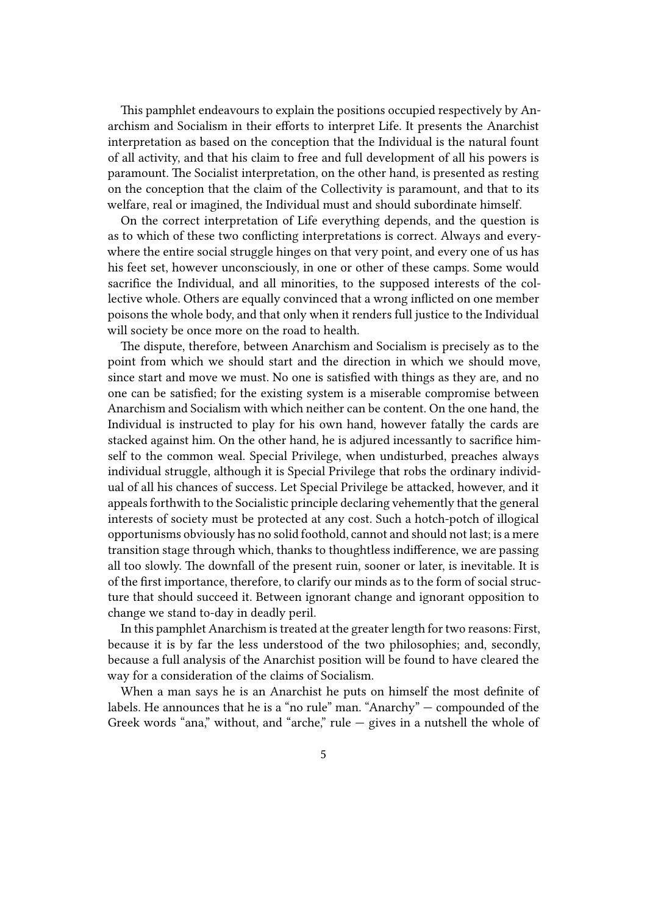This pamphlet endeavours to explain the positions occupied respectively by Anarchism and Socialism in their efforts to interpret Life. It presents the Anarchist interpretation as based on the conception that the Individual is the natural fount of all activity, and that his claim to free and full development of all his powers is paramount. The Socialist interpretation, on the other hand, is presented as resting on the conception that the claim of the Collectivity is paramount, and that to its welfare, real or imagined, the Individual must and should subordinate himself.

On the correct interpretation of Life everything depends, and the question is as to which of these two conflicting interpretations is correct. Always and everywhere the entire social struggle hinges on that very point, and every one of us has his feet set, however unconsciously, in one or other of these camps. Some would sacrifice the Individual, and all minorities, to the supposed interests of the collective whole. Others are equally convinced that a wrong inflicted on one member poisons the whole body, and that only when it renders full justice to the Individual will society be once more on the road to health.

The dispute, therefore, between Anarchism and Socialism is precisely as to the point from which we should start and the direction in which we should move, since start and move we must. No one is satisfied with things as they are, and no one can be satisfied; for the existing system is a miserable compromise between Anarchism and Socialism with which neither can be content. On the one hand, the Individual is instructed to play for his own hand, however fatally the cards are stacked against him. On the other hand, he is adjured incessantly to sacrifice himself to the common weal. Special Privilege, when undisturbed, preaches always individual struggle, although it is Special Privilege that robs the ordinary individual of all his chances of success. Let Special Privilege be attacked, however, and it appeals forthwith to the Socialistic principle declaring vehemently that the general interests of society must be protected at any cost. Such a hotch-potch of illogical opportunisms obviously has no solid foothold, cannot and should not last; is a mere transition stage through which, thanks to thoughtless indifference, we are passing all too slowly. The downfall of the present ruin, sooner or later, is inevitable. It is of the first importance, therefore, to clarify our minds as to the form of social structure that should succeed it. Between ignorant change and ignorant opposition to change we stand to-day in deadly peril.

In this pamphlet Anarchism is treated at the greater length for two reasons: First, because it is by far the less understood of the two philosophies; and, secondly, because a full analysis of the Anarchist position will be found to have cleared the way for a consideration of the claims of Socialism.

When a man says he is an Anarchist he puts on himself the most definite of labels. He announces that he is a "no rule" man. "Anarchy" — compounded of the Greek words "ana," without, and "arche," rule — gives in a nutshell the whole of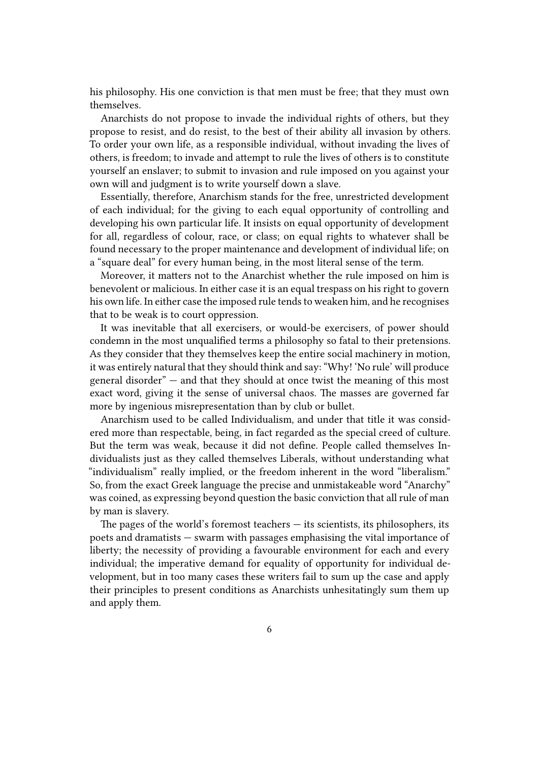his philosophy. His one conviction is that men must be free; that they must own themselves.

Anarchists do not propose to invade the individual rights of others, but they propose to resist, and do resist, to the best of their ability all invasion by others. To order your own life, as a responsible individual, without invading the lives of others, is freedom; to invade and attempt to rule the lives of others is to constitute yourself an enslaver; to submit to invasion and rule imposed on you against your own will and judgment is to write yourself down a slave.

Essentially, therefore, Anarchism stands for the free, unrestricted development of each individual; for the giving to each equal opportunity of controlling and developing his own particular life. It insists on equal opportunity of development for all, regardless of colour, race, or class; on equal rights to whatever shall be found necessary to the proper maintenance and development of individual life; on a "square deal" for every human being, in the most literal sense of the term.

Moreover, it matters not to the Anarchist whether the rule imposed on him is benevolent or malicious. In either case it is an equal trespass on his right to govern his own life. In either case the imposed rule tends to weaken him, and he recognises that to be weak is to court oppression.

It was inevitable that all exercisers, or would-be exercisers, of power should condemn in the most unqualified terms a philosophy so fatal to their pretensions. As they consider that they themselves keep the entire social machinery in motion, it was entirely natural that they should think and say: "Why! 'No rule' will produce general disorder" — and that they should at once twist the meaning of this most exact word, giving it the sense of universal chaos. The masses are governed far more by ingenious misrepresentation than by club or bullet.

Anarchism used to be called Individualism, and under that title it was considered more than respectable, being, in fact regarded as the special creed of culture. But the term was weak, because it did not define. People called themselves Individualists just as they called themselves Liberals, without understanding what "individualism" really implied, or the freedom inherent in the word "liberalism." So, from the exact Greek language the precise and unmistakeable word "Anarchy" was coined, as expressing beyond question the basic conviction that all rule of man by man is slavery.

The pages of the world's foremost teachers — its scientists, its philosophers, its poets and dramatists — swarm with passages emphasising the vital importance of liberty; the necessity of providing a favourable environment for each and every individual; the imperative demand for equality of opportunity for individual development, but in too many cases these writers fail to sum up the case and apply their principles to present conditions as Anarchists unhesitatingly sum them up and apply them.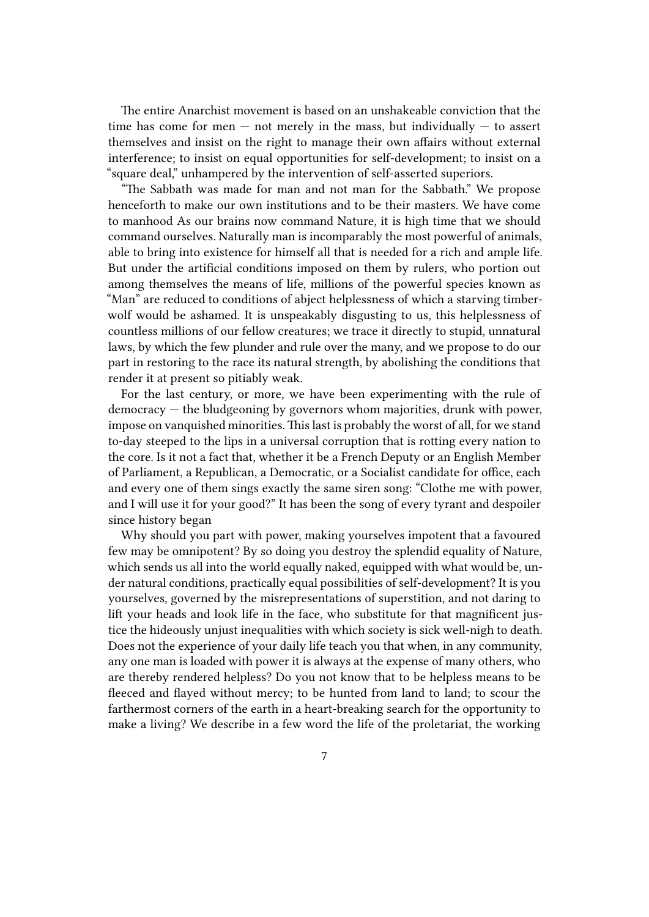The entire Anarchist movement is based on an unshakeable conviction that the time has come for men — not merely in the mass, but individually — to assert themselves and insist on the right to manage their own affairs without external interference; to insist on equal opportunities for self-development; to insist on a "square deal," unhampered by the intervention of self-asserted superiors.

"The Sabbath was made for man and not man for the Sabbath." We propose henceforth to make our own institutions and to be their masters. We have come to manhood As our brains now command Nature, it is high time that we should command ourselves. Naturally man is incomparably the most powerful of animals, able to bring into existence for himself all that is needed for a rich and ample life. But under the artificial conditions imposed on them by rulers, who portion out among themselves the means of life, millions of the powerful species known as "Man" are reduced to conditions of abject helplessness of which a starving timber-wolf would be ashamed. It is unspeakably disgusting to us, this helplessness of countless millions of our fellow creatures; we trace it directly to stupid, unnatural laws, by which the few plunder and rule over the many, and we propose to do our part in restoring to the race its natural strength, by abolishing the conditions that render it at present so pitiably weak.

For the last century, or more, we have been experimenting with the rule of democracy — the bludgeoning by governors whom majorities, drunk with power, impose on vanquished minorities. This last is probably the worst of all, for we stand to-day steeped to the lips in a universal corruption that is rotting every nation to the core. Is it not a fact that, whether it be a French Deputy or an English Member of Parliament, a Republican, a Democratic, or a Socialist candidate for office, each and every one of them sings exactly the same siren song: "Clothe me with power, and I will use it for your good?" It has been the song of every tyrant and despoiler since history began

Why should you part with power, making yourselves impotent that a favoured few may be omnipotent? By so doing you destroy the splendid equality of Nature, which sends us all into the world equally naked, equipped with what would be, under natural conditions, practically equal possibilities of self-development? It is you yourselves, governed by the misrepresentations of superstition, and not daring to lift your heads and look life in the face, who substitute for that magnificent justice the hideously unjust inequalities with which society is sick well-nigh to death. Does not the experience of your daily life teach you that when, in any community, any one man is loaded with power it is always at the expense of many others, who are thereby rendered helpless? Do you not know that to be helpless means to be fleeced and flayed without mercy; to be hunted from land to land; to scour the farthermost corners of the earth in a heart-breaking search for the opportunity to make a living? We describe in a few word the life of the proletariat, the working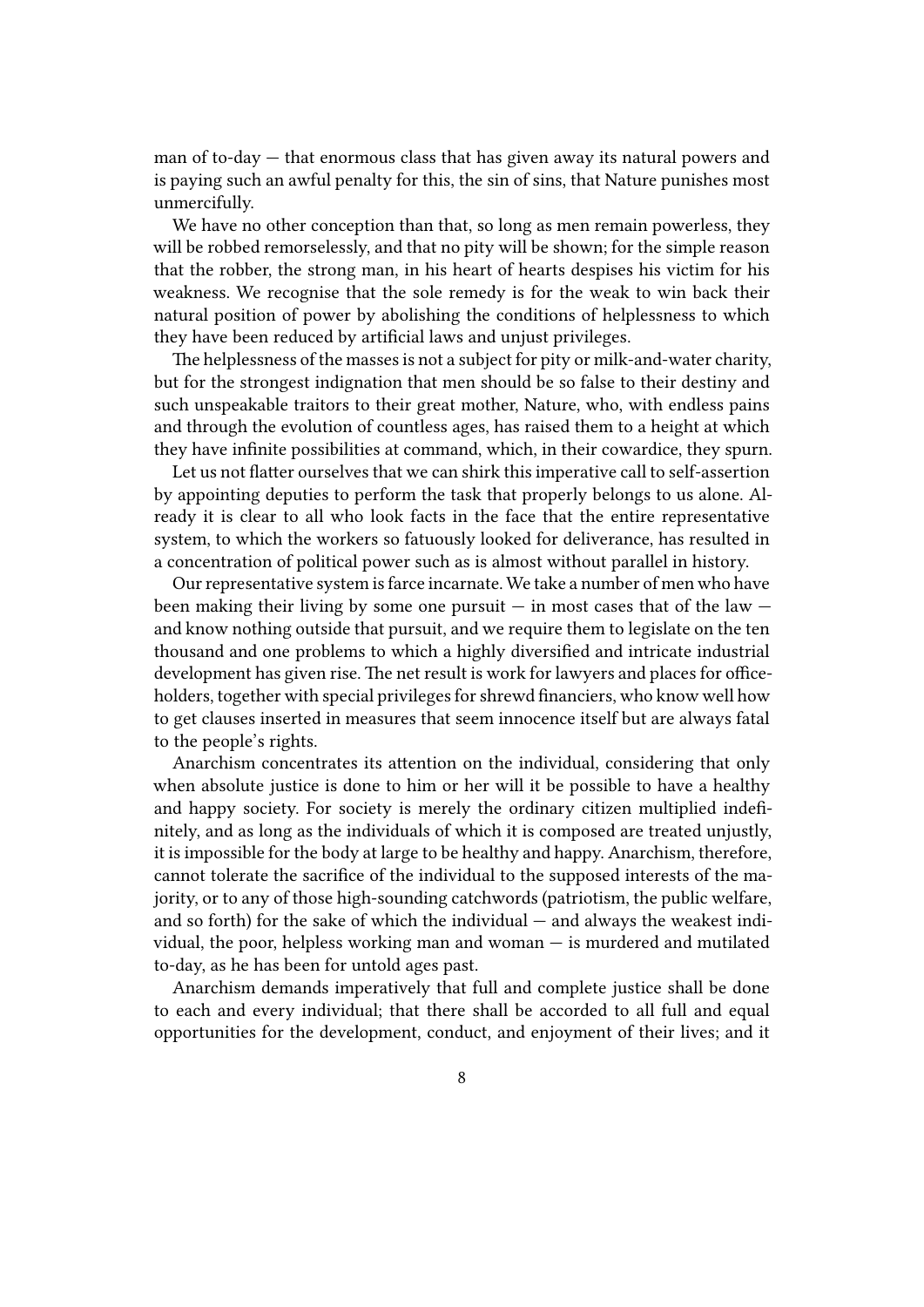man of to-day — that enormous class that has given away its natural powers and is paying such an awful penalty for this, the sin of sins, that Nature punishes most unmercifully.

We have no other conception than that, so long as men remain powerless, they will be robbed remorselessly, and that no pity will be shown; for the simple reason that the robber, the strong man, in his heart of hearts despises his victim for his weakness. We recognise that the sole remedy is for the weak to win back their natural position of power by abolishing the conditions of helplessness to which they have been reduced by artificial laws and unjust privileges.

The helplessness of the masses is not a subject for pity or milk-and-water charity, but for the strongest indignation that men should be so false to their destiny and such unspeakable traitors to their great mother, Nature, who, with endless pains and through the evolution of countless ages, has raised them to a height at which they have infinite possibilities at command, which, in their cowardice, they spurn.

Let us not flatter ourselves that we can shirk this imperative call to self-assertion by appointing deputies to perform the task that properly belongs to us alone. Already it is clear to all who look facts in the face that the entire representative system, to which the workers so fatuously looked for deliverance, has resulted in a concentration of political power such as is almost without parallel in history.

Our representative system is farce incarnate. We take a number of men who have been making their living by some one pursuit — in most cases that of the law — and know nothing outside that pursuit, and we require them to legislate on the ten thousand and one problems to which a highly diversified and intricate industrial development has given rise. The net result is work for lawyers and places for office-holders, together with special privileges for shrewd financiers, who know well how to get clauses inserted in measures that seem innocence itself but are always fatal to the people's rights.

Anarchism concentrates its attention on the individual, considering that only when absolute justice is done to him or her will it be possible to have a healthy and happy society. For society is merely the ordinary citizen multiplied indefinitely, and as long as the individuals of which it is composed are treated unjustly, it is impossible for the body at large to be healthy and happy. Anarchism, therefore, cannot tolerate the sacrifice of the individual to the supposed interests of the majority, or to any of those high-sounding catchwords (patriotism, the public welfare, and so forth) for the sake of which the individual — and always the weakest individual, the poor, helpless working man and woman — is murdered and mutilated to-day, as he has been for untold ages past.

Anarchism demands imperatively that full and complete justice shall be done to each and every individual; that there shall be accorded to all full and equal opportunities for the development, conduct, and enjoyment of their lives; and it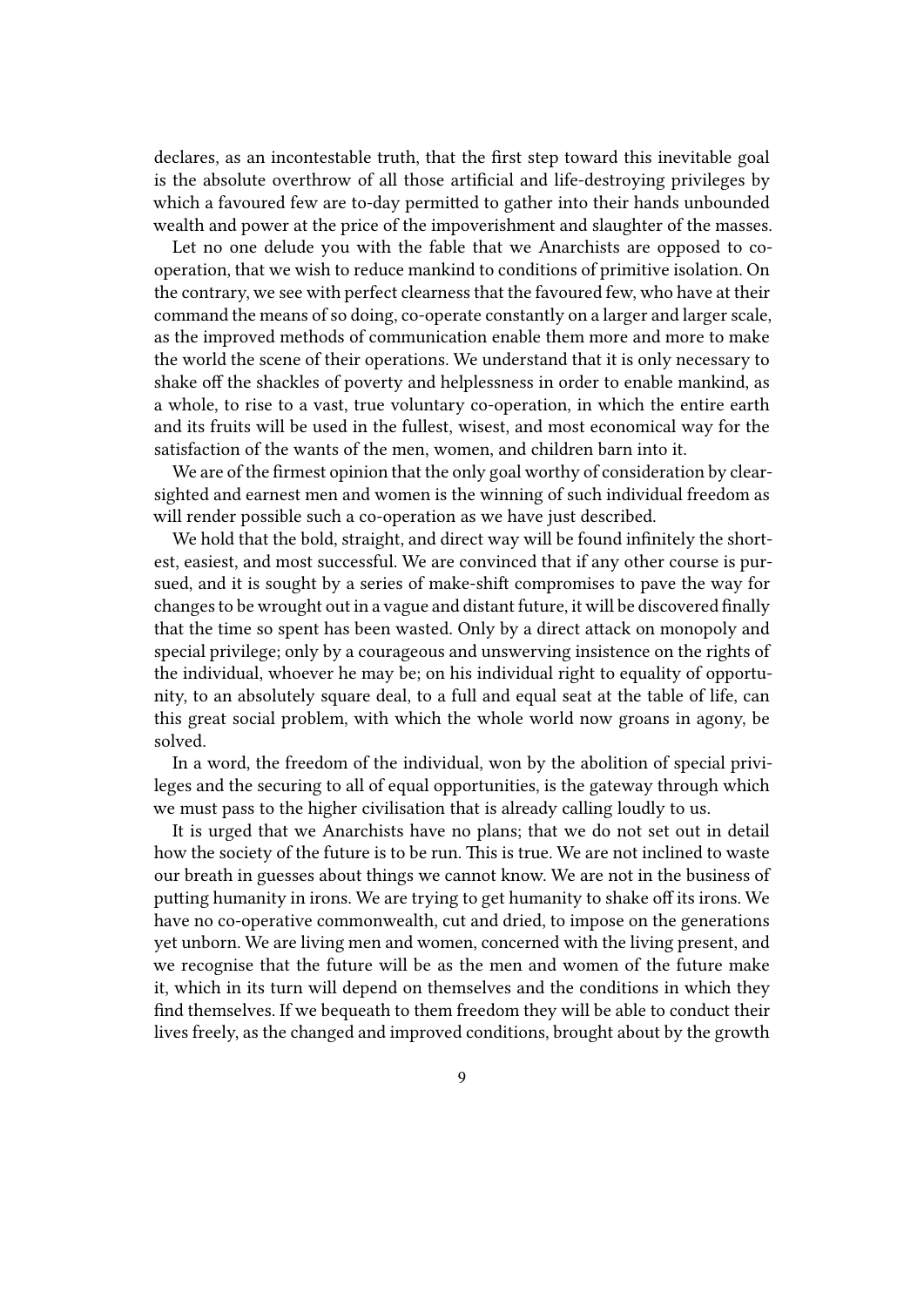declares, as an incontestable truth, that the first step toward this inevitable goal is the absolute overthrow of all those artificial and life-destroying privileges by which a favoured few are to-day permitted to gather into their hands unbounded wealth and power at the price of the impoverishment and slaughter of the masses.

Let no one delude you with the fable that we Anarchists are opposed to co-operation, that we wish to reduce mankind to conditions of primitive isolation. On the contrary, we see with perfect clearness that the favoured few, who have at their command the means of so doing, co-operate constantly on a larger and larger scale, as the improved methods of communication enable them more and more to make the world the scene of their operations. We understand that it is only necessary to shake off the shackles of poverty and helplessness in order to enable mankind, as a whole, to rise to a vast, true voluntary co-operation, in which the entire earth and its fruits will be used in the fullest, wisest, and most economical way for the satisfaction of the wants of the men, women, and children barn into it.

We are of the firmest opinion that the only goal worthy of consideration by clear-sighted and earnest men and women is the winning of such individual freedom as will render possible such a co-operation as we have just described.

We hold that the bold, straight, and direct way will be found infinitely the shortest, easiest, and most successful. We are convinced that if any other course is pursued, and it is sought by a series of make-shift compromises to pave the way for changes to be wrought out in a vague and distant future, it will be discovered finally that the time so spent has been wasted. Only by a direct attack on monopoly and special privilege; only by a courageous and unswerving insistence on the rights of the individual, whoever he may be; on his individual right to equality of opportunity, to an absolutely square deal, to a full and equal seat at the table of life, can this great social problem, with which the whole world now groans in agony, be solved.

In a word, the freedom of the individual, won by the abolition of special privileges and the securing to all of equal opportunities, is the gateway through which we must pass to the higher civilisation that is already calling loudly to us.

It is urged that we Anarchists have no plans; that we do not set out in detail how the society of the future is to be run. This is true. We are not inclined to waste our breath in guesses about things we cannot know. We are not in the business of putting humanity in irons. We are trying to get humanity to shake off its irons. We have no co-operative commonwealth, cut and dried, to impose on the generations yet unborn. We are living men and women, concerned with the living present, and we recognise that the future will be as the men and women of the future make it, which in its turn will depend on themselves and the conditions in which they find themselves. If we bequeath to them freedom they will be able to conduct their lives freely, as the changed and improved conditions, brought about by the growth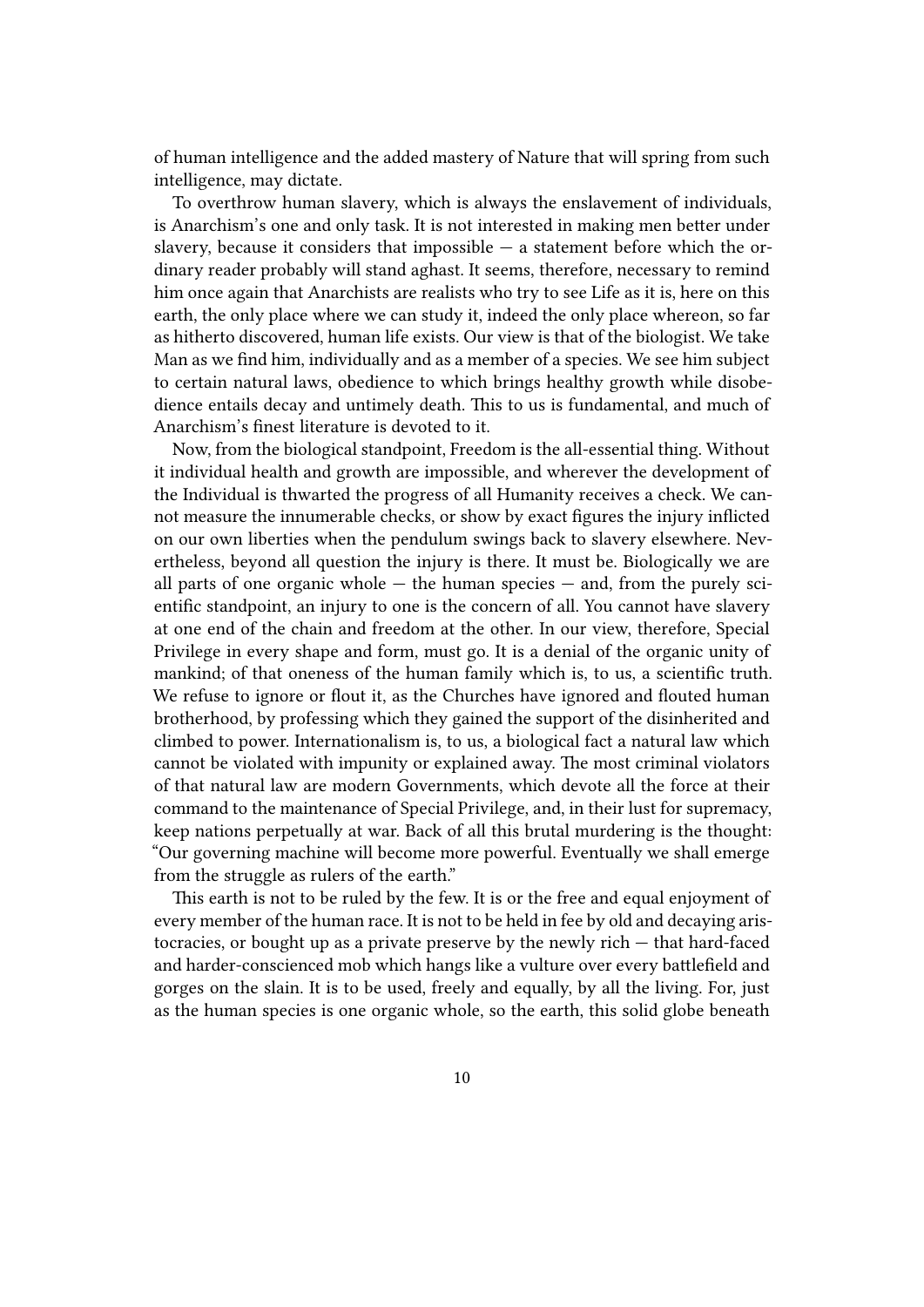of human intelligence and the added mastery of Nature that will spring from such intelligence, may dictate.

To overthrow human slavery, which is always the enslavement of individuals, is Anarchism's one and only task. It is not interested in making men better under slavery, because it considers that impossible — a statement before which the ordinary reader probably will stand aghast. It seems, therefore, necessary to remind him once again that Anarchists are realists who try to see Life as it is, here on this earth, the only place where we can study it, indeed the only place whereon, so far as hitherto discovered, human life exists. Our view is that of the biologist. We take Man as we find him, individually and as a member of a species. We see him subject to certain natural laws, obedience to which brings healthy growth while disobedience entails decay and untimely death. This to us is fundamental, and much of Anarchism's finest literature is devoted to it.

Now, from the biological standpoint, Freedom is the all-essential thing. Without it individual health and growth are impossible, and wherever the development of the Individual is thwarted the progress of all Humanity receives a check. We cannot measure the innumerable checks, or show by exact figures the injury inflicted on our own liberties when the pendulum swings back to slavery elsewhere. Nevertheless, beyond all question the injury is there. It must be. Biologically we are all parts of one organic whole — the human species — and, from the purely scientific standpoint, an injury to one is the concern of all. You cannot have slavery at one end of the chain and freedom at the other. In our view, therefore, Special Privilege in every shape and form, must go. It is a denial of the organic unity of mankind; of that oneness of the human family which is, to us, a scientific truth. We refuse to ignore or flout it, as the Churches have ignored and flouted human brotherhood, by professing which they gained the support of the disinherited and climbed to power. Internationalism is, to us, a biological fact a natural law which cannot be violated with impunity or explained away. The most criminal violators of that natural law are modern Governments, which devote all the force at their command to the maintenance of Special Privilege, and, in their lust for supremacy, keep nations perpetually at war. Back of all this brutal murdering is the thought: "Our governing machine will become more powerful. Eventually we shall emerge from the struggle as rulers of the earth."

This earth is not to be ruled by the few. It is or the free and equal enjoyment of every member of the human race. It is not to be held in fee by old and decaying aristocracies, or bought up as a private preserve by the newly rich — that hard-faced and harder-conscienced mob which hangs like a vulture over every battlefield and gorges on the slain. It is to be used, freely and equally, by all the living. For, just as the human species is one organic whole, so the earth, this solid globe beneath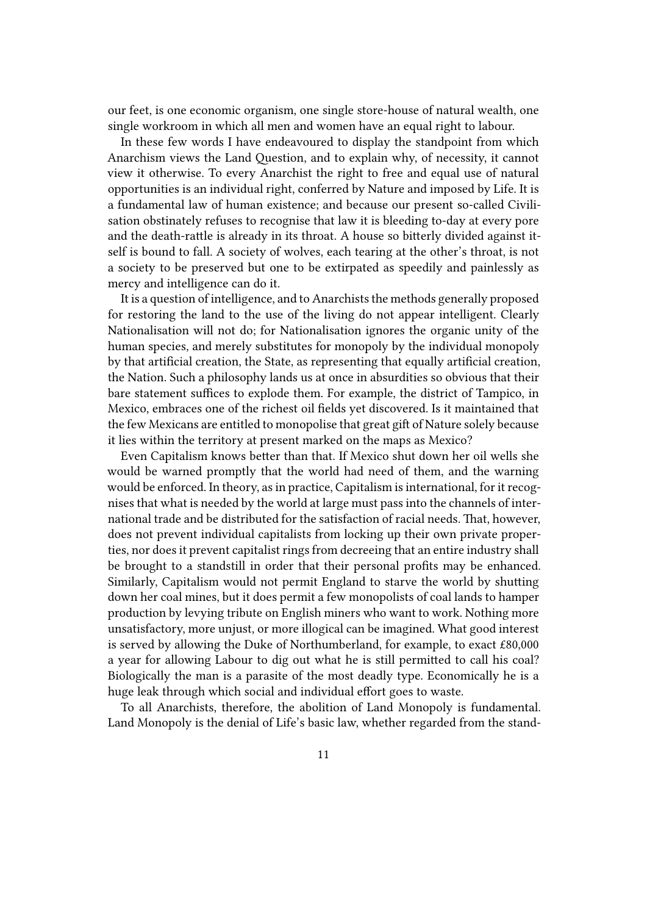our feet, is one economic organism, one single store-house of natural wealth, one single workroom in which all men and women have an equal right to labour.

In these few words I have endeavoured to display the standpoint from which Anarchism views the Land Question, and to explain why, of necessity, it cannot view it otherwise. To every Anarchist the right to free and equal use of natural opportunities is an individual right, conferred by Nature and imposed by Life. It is a fundamental law of human existence; and because our present so-called Civilisation obstinately refuses to recognise that law it is bleeding to-day at every pore and the death-rattle is already in its throat. A house so bitterly divided against itself is bound to fall. A society of wolves, each tearing at the other's throat, is not a society to be preserved but one to be extirpated as speedily and painlessly as mercy and intelligence can do it.

It is a question of intelligence, and to Anarchists the methods generally proposed for restoring the land to the use of the living do not appear intelligent. Clearly Nationalisation will not do; for Nationalisation ignores the organic unity of the human species, and merely substitutes for monopoly by the individual monopoly by that artificial creation, the State, as representing that equally artificial creation, the Nation. Such a philosophy lands us at once in absurdities so obvious that their bare statement suffices to explode them. For example, the district of Tampico, in Mexico, embraces one of the richest oil fields yet discovered. Is it maintained that the few Mexicans are entitled to monopolise that great gift of Nature solely because it lies within the territory at present marked on the maps as Mexico?

Even Capitalism knows better than that. If Mexico shut down her oil wells she would be warned promptly that the world had need of them, and the warning would be enforced. In theory, as in practice, Capitalism is international, for it recognises that what is needed by the world at large must pass into the channels of international trade and be distributed for the satisfaction of racial needs. That, however, does not prevent individual capitalists from locking up their own private properties, nor does it prevent capitalist rings from decreeing that an entire industry shall be brought to a standstill in order that their personal profits may be enhanced. Similarly, Capitalism would not permit England to starve the world by shutting down her coal mines, but it does permit a few monopolists of coal lands to hamper production by levying tribute on English miners who want to work. Nothing more unsatisfactory, more unjust, or more illogical can be imagined. What good interest is served by allowing the Duke of Northumberland, for example, to exact £80,000 a year for allowing Labour to dig out what he is still permitted to call his coal? Biologically the man is a parasite of the most deadly type. Economically he is a huge leak through which social and individual effort goes to waste.

To all Anarchists, therefore, the abolition of Land Monopoly is fundamental. Land Monopoly is the denial of Life's basic law, whether regarded from the stand-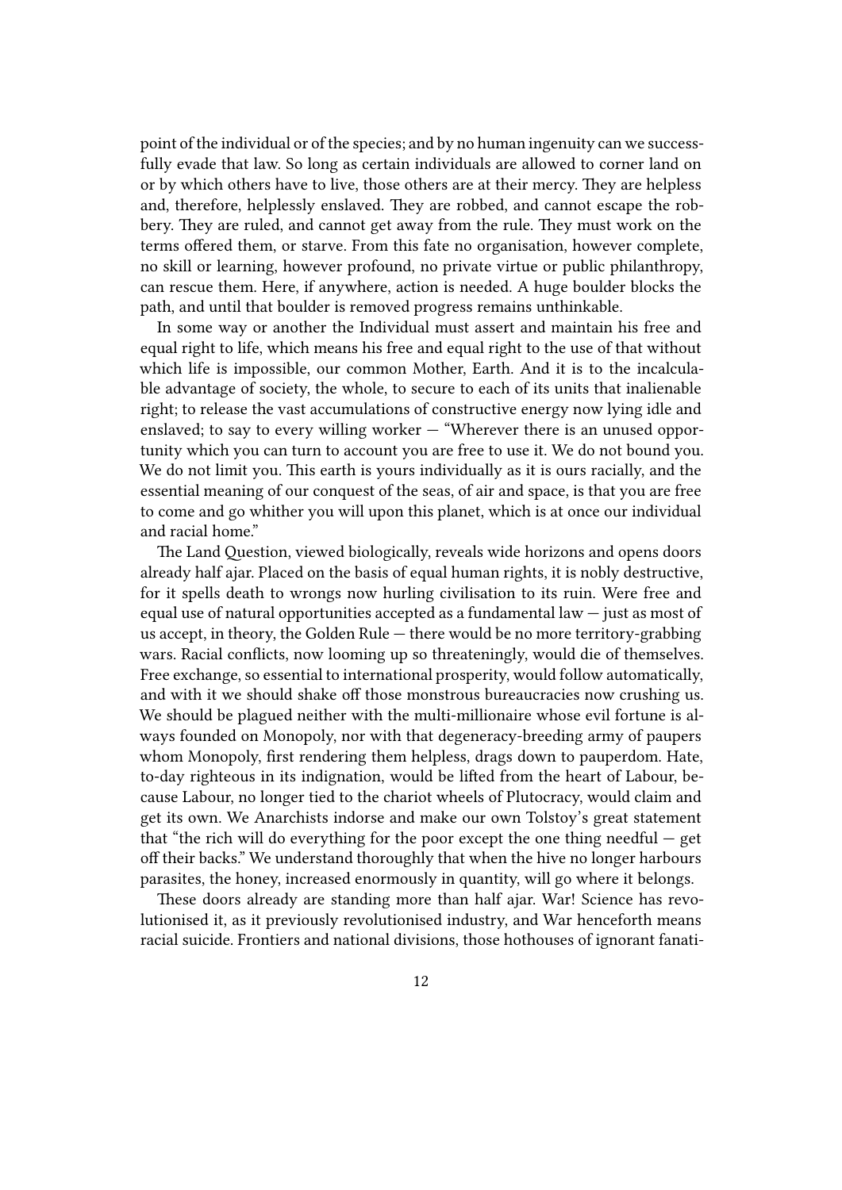point of the individual or of the species; and by no human ingenuity can we successfully evade that law. So long as certain individuals are allowed to corner land on or by which others have to live, those others are at their mercy. They are helpless and, therefore, helplessly enslaved. They are robbed, and cannot escape the robbery. They are ruled, and cannot get away from the rule. They must work on the terms offered them, or starve. From this fate no organisation, however complete, no skill or learning, however profound, no private virtue or public philanthropy, can rescue them. Here, if anywhere, action is needed. A huge boulder blocks the path, and until that boulder is removed progress remains unthinkable.

In some way or another the Individual must assert and maintain his free and equal right to life, which means his free and equal right to the use of that without which life is impossible, our common Mother, Earth. And it is to the incalculable advantage of society, the whole, to secure to each of its units that inalienable right; to release the vast accumulations of constructive energy now lying idle and enslaved; to say to every willing worker — "Wherever there is an unused opportunity which you can turn to account you are free to use it. We do not bound you. We do not limit you. This earth is yours individually as it is ours racially, and the essential meaning of our conquest of the seas, of air and space, is that you are free to come and go whither you will upon this planet, which is at once our individual and racial home."

The Land Question, viewed biologically, reveals wide horizons and opens doors already half ajar. Placed on the basis of equal human rights, it is nobly destructive, for it spells death to wrongs now hurling civilisation to its ruin. Were free and equal use of natural opportunities accepted as a fundamental law — just as most of us accept, in theory, the Golden Rule — there would be no more territory-grabbing wars. Racial conflicts, now looming up so threateningly, would die of themselves. Free exchange, so essential to international prosperity, would follow automatically, and with it we should shake off those monstrous bureaucracies now crushing us. We should be plagued neither with the multi-millionaire whose evil fortune is always founded on Monopoly, nor with that degeneracy-breeding army of paupers whom Monopoly, first rendering them helpless, drags down to pauperdom. Hate, to-day righteous in its indignation, would be lifted from the heart of Labour, because Labour, no longer tied to the chariot wheels of Plutocracy, would claim and get its own. We Anarchists indorse and make our own Tolstoy's great statement that "the rich will do everything for the poor except the one thing needful — get off their backs." We understand thoroughly that when the hive no longer harbours parasites, the honey, increased enormously in quantity, will go where it belongs.

These doors already are standing more than half ajar. War! Science has revolutionised it, as it previously revolutionised industry, and War henceforth means racial suicide. Frontiers and national divisions, those hothouses of ignorant fanati-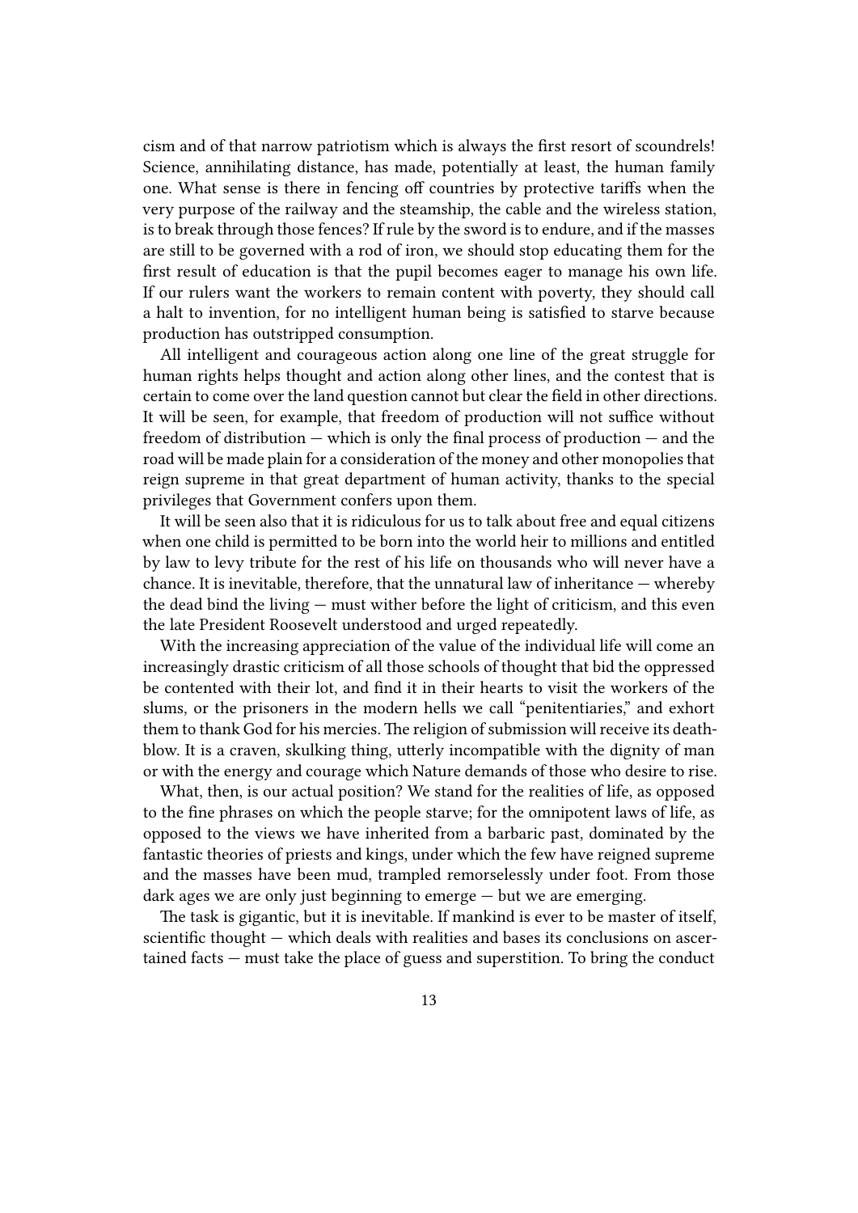cism and of that narrow patriotism which is always the first resort of scoundrels! Science, annihilating distance, has made, potentially at least, the human family one. What sense is there in fencing off countries by protective tariffs when the very purpose of the railway and the steamship, the cable and the wireless station, is to break through those fences? If rule by the sword is to endure, and if the masses are still to be governed with a rod of iron, we should stop educating them for the first result of education is that the pupil becomes eager to manage his own life. If our rulers want the workers to remain content with poverty, they should call a halt to invention, for no intelligent human being is satisfied to starve because production has outstripped consumption.

All intelligent and courageous action along one line of the great struggle for human rights helps thought and action along other lines, and the contest that is certain to come over the land question cannot but clear the field in other directions. It will be seen, for example, that freedom of production will not suffice without freedom of distribution — which is only the final process of production — and the road will be made plain for a consideration of the money and other monopolies that reign supreme in that great department of human activity, thanks to the special privileges that Government confers upon them.

It will be seen also that it is ridiculous for us to talk about free and equal citizens when one child is permitted to be born into the world heir to millions and entitled by law to levy tribute for the rest of his life on thousands who will never have a chance. It is inevitable, therefore, that the unnatural law of inheritance — whereby the dead bind the living — must wither before the light of criticism, and this even the late President Roosevelt understood and urged repeatedly.

With the increasing appreciation of the value of the individual life will come an increasingly drastic criticism of all those schools of thought that bid the oppressed be contented with their lot, and find it in their hearts to visit the workers of the slums, or the prisoners in the modern hells we call "penitentiaries," and exhort them to thank God for his mercies. The religion of submission will receive its deathblow. It is a craven, skulking thing, utterly incompatible with the dignity of man or with the energy and courage which Nature demands of those who desire to rise.

What, then, is our actual position? We stand for the realities of life, as opposed to the fine phrases on which the people starve; for the omnipotent laws of life, as opposed to the views we have inherited from a barbaric past, dominated by the fantastic theories of priests and kings, under which the few have reigned supreme and the masses have been mud, trampled remorselessly under foot. From those dark ages we are only just beginning to emerge — but we are emerging.

The task is gigantic, but it is inevitable. If mankind is ever to be master of itself, scientific thought — which deals with realities and bases its conclusions on ascertained facts — must take the place of guess and superstition. To bring the conduct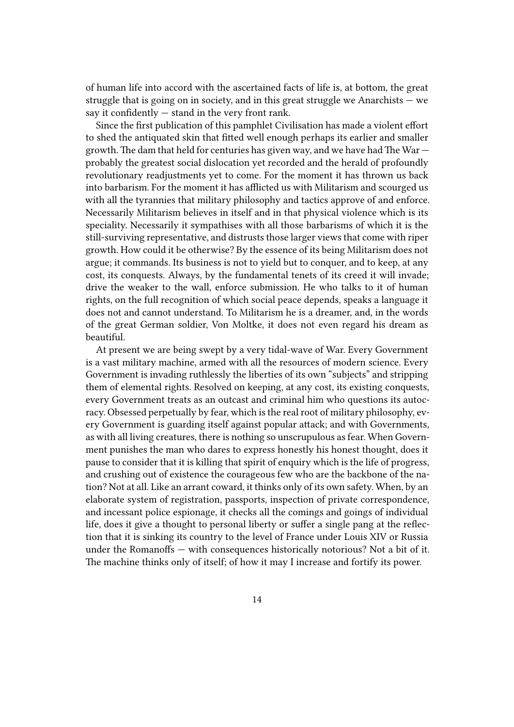of human life into accord with the ascertained facts of life is, at bottom, the great struggle that is going on in society, and in this great struggle we Anarchists — we say it confidently — stand in the very front rank.

Since the first publication of this pamphlet Civilisation has made a violent effort to shed the antiquated skin that fitted well enough perhaps its earlier and smaller growth. The dam that held for centuries has given way, and we have had The War — probably the greatest social dislocation yet recorded and the herald of profoundly revolutionary readjustments yet to come. For the moment it has thrown us back into barbarism. For the moment it has afflicted us with Militarism and scourged us with all the tyrannies that military philosophy and tactics approve of and enforce. Necessarily Militarism believes in itself and in that physical violence which is its speciality. Necessarily it sympathises with all those barbarisms of which it is the still-surviving representative, and distrusts those larger views that come with riper growth. How could it be otherwise? By the essence of its being Militarism does not argue; it commands. Its business is not to yield but to conquer, and to keep, at any cost, its conquests. Always, by the fundamental tenets of its creed it will invade; drive the weaker to the wall, enforce submission. He who talks to it of human rights, on the full recognition of which social peace depends, speaks a language it does not and cannot understand. To Militarism he is a dreamer, and, in the words of the great German soldier, Von Moltke, it does not even regard his dream as beautiful.

At present we are being swept by a very tidal-wave of War. Every Government is a vast military machine, armed with all the resources of modern science. Every Government is invading ruthlessly the liberties of its own "subjects" and stripping them of elemental rights. Resolved on keeping, at any cost, its existing conquests, every Government treats as an outcast and criminal him who questions its autocracy. Obsessed perpetually by fear, which is the real root of military philosophy, every Government is guarding itself against popular attack; and with Governments, as with all living creatures, there is nothing so unscrupulous as fear. When Government punishes the man who dares to express honestly his honest thought, does it pause to consider that it is killing that spirit of enquiry which is the life of progress, and crushing out of existence the courageous few who are the backbone of the nation? Not at all. Like an arrant coward, it thinks only of its own safety. When, by an elaborate system of registration, passports, inspection of private correspondence, and incessant police espionage, it checks all the comings and goings of individual life, does it give a thought to personal liberty or suffer a single pang at the reflection that it is sinking its country to the level of France under Louis XIV or Russia under the Romanoffs — with consequences historically notorious? Not a bit of it. The machine thinks only of itself; of how it may I increase and fortify its power.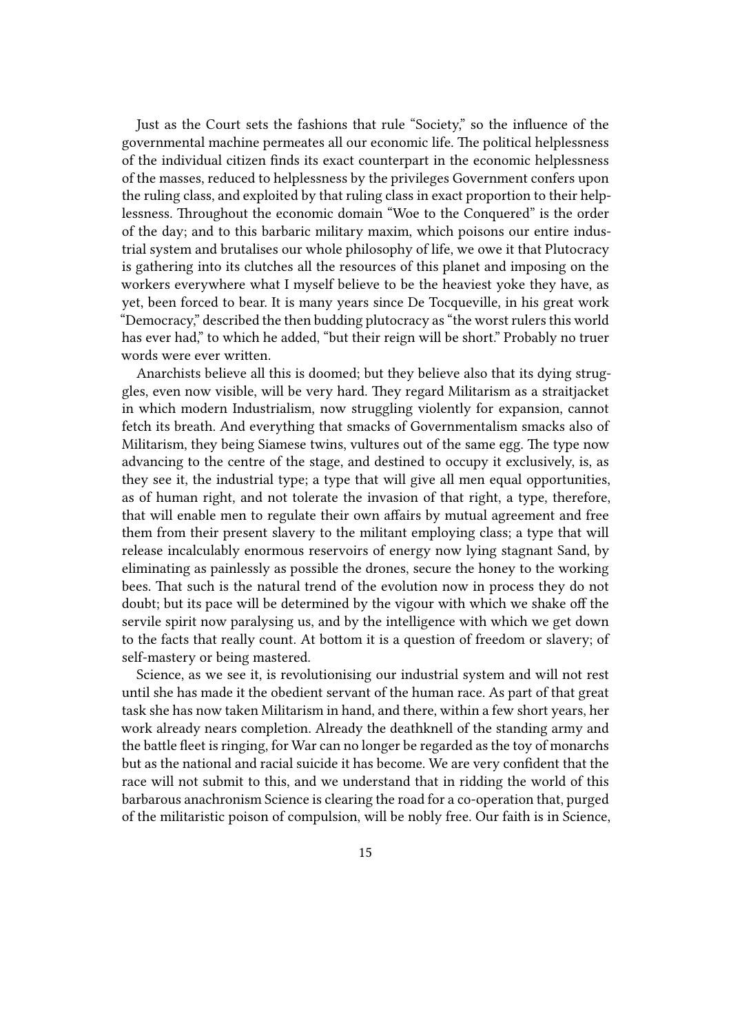Just as the Court sets the fashions that rule "Society," so the influence of the governmental machine permeates all our economic life. The political helplessness of the individual citizen finds its exact counterpart in the economic helplessness of the masses, reduced to helplessness by the privileges Government confers upon the ruling class, and exploited by that ruling class in exact proportion to their helplessness. Throughout the economic domain "Woe to the Conquered" is the order of the day; and to this barbaric military maxim, which poisons our entire industrial system and brutalises our whole philosophy of life, we owe it that Plutocracy is gathering into its clutches all the resources of this planet and imposing on the workers everywhere what I myself believe to be the heaviest yoke they have, as yet, been forced to bear. It is many years since De Tocqueville, in his great work "Democracy," described the then budding plutocracy as "the worst rulers this world has ever had," to which he added, "but their reign will be short." Probably no truer words were ever written.

Anarchists believe all this is doomed; but they believe also that its dying struggles, even now visible, will be very hard. They regard Militarism as a straitjacket in which modern Industrialism, now struggling violently for expansion, cannot fetch its breath. And everything that smacks of Governmentalism smacks also of Militarism, they being Siamese twins, vultures out of the same egg. The type now advancing to the centre of the stage, and destined to occupy it exclusively, is, as they see it, the industrial type; a type that will give all men equal opportunities, as of human right, and not tolerate the invasion of that right, a type, therefore, that will enable men to regulate their own affairs by mutual agreement and free them from their present slavery to the militant employing class; a type that will release incalculably enormous reservoirs of energy now lying stagnant Sand, by eliminating as painlessly as possible the drones, secure the honey to the working bees. That such is the natural trend of the evolution now in process they do not doubt; but its pace will be determined by the vigour with which we shake off the servile spirit now paralysing us, and by the intelligence with which we get down to the facts that really count. At bottom it is a question of freedom or slavery; of self-mastery or being mastered.

Science, as we see it, is revolutionising our industrial system and will not rest until she has made it the obedient servant of the human race. As part of that great task she has now taken Militarism in hand, and there, within a few short years, her work already nears completion. Already the deathknell of the standing army and the battle fleet is ringing, for War can no longer be regarded as the toy of monarchs but as the national and racial suicide it has become. We are very confident that the race will not submit to this, and we understand that in ridding the world of this barbarous anachronism Science is clearing the road for a co-operation that, purged of the militaristic poison of compulsion, will be nobly free. Our faith is in Science,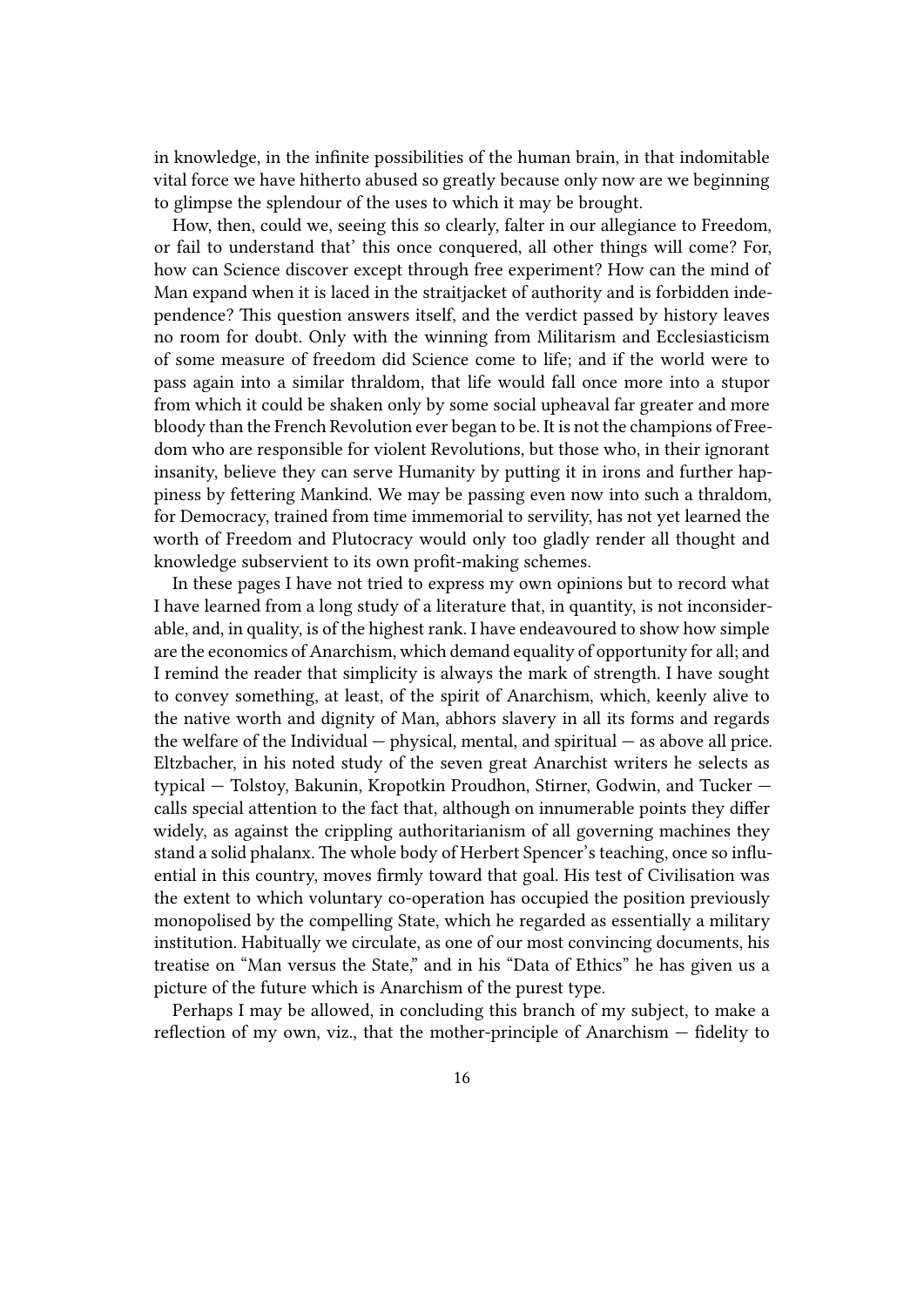in knowledge, in the infinite possibilities of the human brain, in that indomitable vital force we have hitherto abused so greatly because only now are we beginning to glimpse the splendour of the uses to which it may be brought.

How, then, could we, seeing this so clearly, falter in our allegiance to Freedom, or fail to understand that' this once conquered, all other things will come? For, how can Science discover except through free experiment? How can the mind of Man expand when it is laced in the straitjacket of authority and is forbidden independence? This question answers itself, and the verdict passed by history leaves no room for doubt. Only with the winning from Militarism and Ecclesiasticism of some measure of freedom did Science come to life; and if the world were to pass again into a similar thraldom, that life would fall once more into a stupor from which it could be shaken only by some social upheaval far greater and more bloody than the French Revolution ever began to be. It is not the champions of Freedom who are responsible for violent Revolutions, but those who, in their ignorant insanity, believe they can serve Humanity by putting it in irons and further happiness by fettering Mankind. We may be passing even now into such a thraldom, for Democracy, trained from time immemorial to servility, has not yet learned the worth of Freedom and Plutocracy would only too gladly render all thought and knowledge subservient to its own profit-making schemes.

In these pages I have not tried to express my own opinions but to record what I have learned from a long study of a literature that, in quantity, is not inconsiderable, and, in quality, is of the highest rank. I have endeavoured to show how simple are the economics of Anarchism, which demand equality of opportunity for all; and I remind the reader that simplicity is always the mark of strength. I have sought to convey something, at least, of the spirit of Anarchism, which, keenly alive to the native worth and dignity of Man, abhors slavery in all its forms and regards the welfare of the Individual — physical, mental, and spiritual — as above all price. Eltzbacher, in his noted study of the seven great Anarchist writers he selects as typical — Tolstoy, Bakunin, Kropotkin Proudhon, Stirner, Godwin, and Tucker — calls special attention to the fact that, although on innumerable points they differ widely, as against the crippling authoritarianism of all governing machines they stand a solid phalanx. The whole body of Herbert Spencer's teaching, once so influential in this country, moves firmly toward that goal. His test of Civilisation was the extent to which voluntary co-operation has occupied the position previously monopolised by the compelling State, which he regarded as essentially a military institution. Habitually we circulate, as one of our most convincing documents, his treatise on "Man versus the State," and in his "Data of Ethics" he has given us a picture of the future which is Anarchism of the purest type.

Perhaps I may be allowed, in concluding this branch of my subject, to make a reflection of my own, viz., that the mother-principle of Anarchism — fidelity to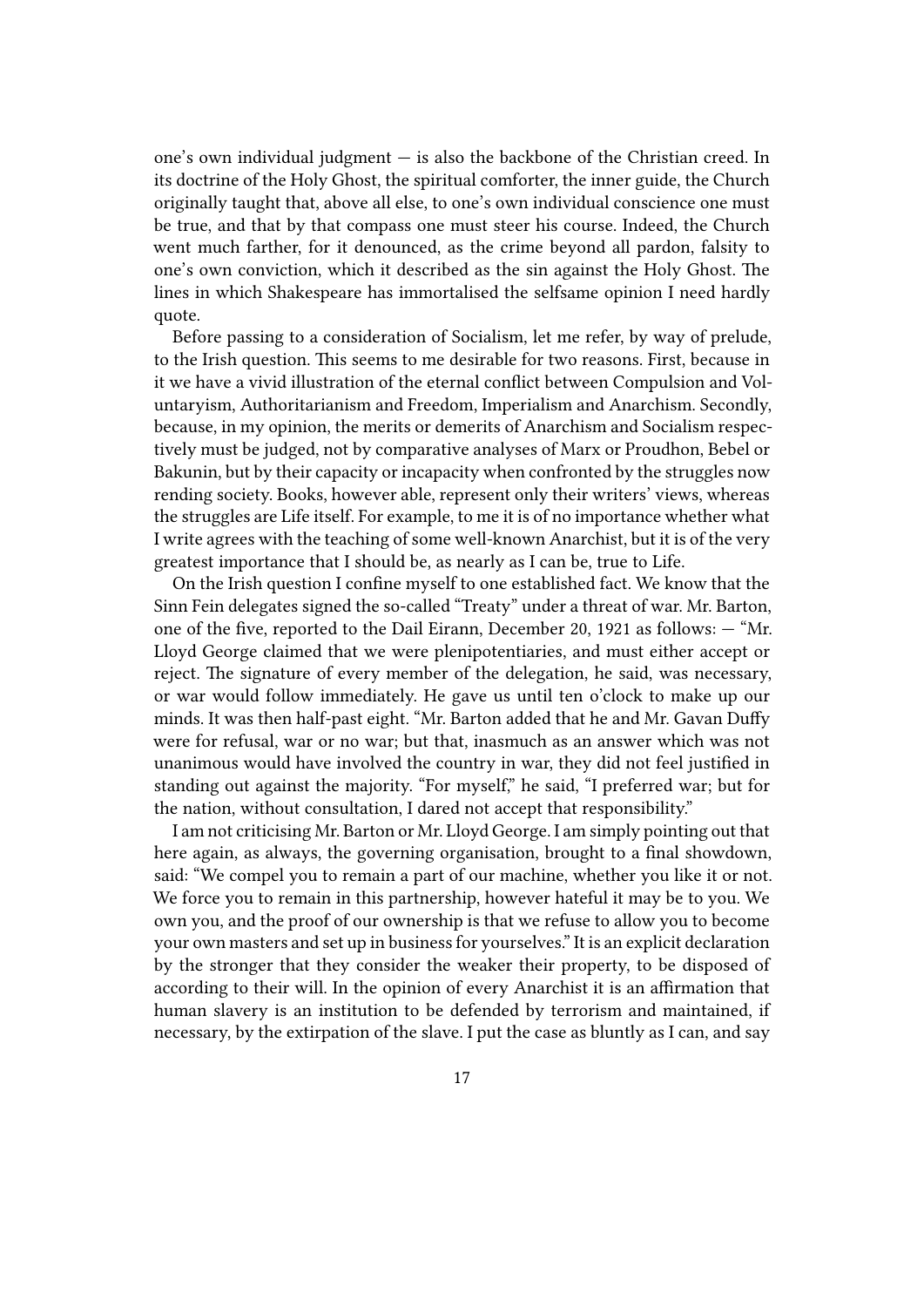one's own individual judgment — is also the backbone of the Christian creed. In its doctrine of the Holy Ghost, the spiritual comforter, the inner guide, the Church originally taught that, above all else, to one's own individual conscience one must be true, and that by that compass one must steer his course. Indeed, the Church went much farther, for it denounced, as the crime beyond all pardon, falsity to one's own conviction, which it described as the sin against the Holy Ghost. The lines in which Shakespeare has immortalised the selfsame opinion I need hardly quote.

Before passing to a consideration of Socialism, let me refer, by way of prelude, to the Irish question. This seems to me desirable for two reasons. First, because in it we have a vivid illustration of the eternal conflict between Compulsion and Voluntaryism, Authoritarianism and Freedom, Imperialism and Anarchism. Secondly, because, in my opinion, the merits or demerits of Anarchism and Socialism respectively must be judged, not by comparative analyses of Marx or Proudhon, Bebel or Bakunin, but by their capacity or incapacity when confronted by the struggles now rending society. Books, however able, represent only their writers' views, whereas the struggles are Life itself. For example, to me it is of no importance whether what I write agrees with the teaching of some well-known Anarchist, but it is of the very greatest importance that I should be, as nearly as I can be, true to Life.

On the Irish question I confine myself to one established fact. We know that the Sinn Fein delegates signed the so-called "Treaty" under a threat of war. Mr. Barton, one of the five, reported to the Dail Eirann, December 20, 1921 as follows: — "Mr. Lloyd George claimed that we were plenipotentiaries, and must either accept or reject. The signature of every member of the delegation, he said, was necessary, or war would follow immediately. He gave us until ten o'clock to make up our minds. It was then half-past eight. "Mr. Barton added that he and Mr. Gavan Duffy were for refusal, war or no war; but that, inasmuch as an answer which was not unanimous would have involved the country in war, they did not feel justified in standing out against the majority. "For myself," he said, "I preferred war; but for the nation, without consultation, I dared not accept that responsibility."

I am not criticising Mr. Barton or Mr. Lloyd George. I am simply pointing out that here again, as always, the governing organisation, brought to a final showdown, said: "We compel you to remain a part of our machine, whether you like it or not. We force you to remain in this partnership, however hateful it may be to you. We own you, and the proof of our ownership is that we refuse to allow you to become your own masters and set up in business for yourselves." It is an explicit declaration by the stronger that they consider the weaker their property, to be disposed of according to their will. In the opinion of every Anarchist it is an affirmation that human slavery is an institution to be defended by terrorism and maintained, if necessary, by the extirpation of the slave. I put the case as bluntly as I can, and say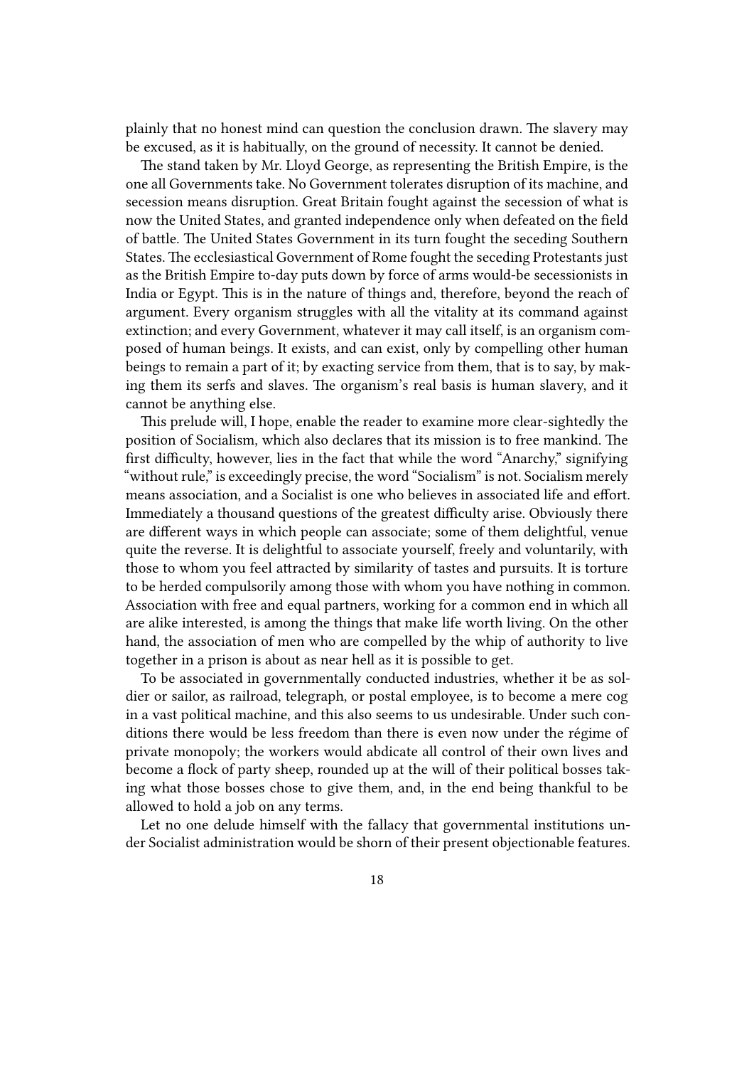plainly that no honest mind can question the conclusion drawn. The slavery may be excused, as it is habitually, on the ground of necessity. It cannot be denied.

The stand taken by Mr. Lloyd George, as representing the British Empire, is the one all Governments take. No Government tolerates disruption of its machine, and secession means disruption. Great Britain fought against the secession of what is now the United States, and granted independence only when defeated on the field of battle. The United States Government in its turn fought the seceding Southern States. The ecclesiastical Government of Rome fought the seceding Protestants just as the British Empire to-day puts down by force of arms would-be secessionists in India or Egypt. This is in the nature of things and, therefore, beyond the reach of argument. Every organism struggles with all the vitality at its command against extinction; and every Government, whatever it may call itself, is an organism composed of human beings. It exists, and can exist, only by compelling other human beings to remain a part of it; by exacting service from them, that is to say, by making them its serfs and slaves. The organism's real basis is human slavery, and it cannot be anything else.

This prelude will, I hope, enable the reader to examine more clear-sightedly the position of Socialism, which also declares that its mission is to free mankind. The first difficulty, however, lies in the fact that while the word "Anarchy," signifying "without rule," is exceedingly precise, the word "Socialism" is not. Socialism merely means association, and a Socialist is one who believes in associated life and effort. Immediately a thousand questions of the greatest difficulty arise. Obviously there are different ways in which people can associate; some of them delightful, venue quite the reverse. It is delightful to associate yourself, freely and voluntarily, with those to whom you feel attracted by similarity of tastes and pursuits. It is torture to be herded compulsorily among those with whom you have nothing in common. Association with free and equal partners, working for a common end in which all are alike interested, is among the things that make life worth living. On the other hand, the association of men who are compelled by the whip of authority to live together in a prison is about as near hell as it is possible to get.

To be associated in governmentally conducted industries, whether it be as soldier or sailor, as railroad, telegraph, or postal employee, is to become a mere cog in a vast political machine, and this also seems to us undesirable. Under such conditions there would be less freedom than there is even now under the régime of private monopoly; the workers would abdicate all control of their own lives and become a flock of party sheep, rounded up at the will of their political bosses taking what those bosses chose to give them, and, in the end being thankful to be allowed to hold a job on any terms.

Let no one delude himself with the fallacy that governmental institutions under Socialist administration would be shorn of their present objectionable features.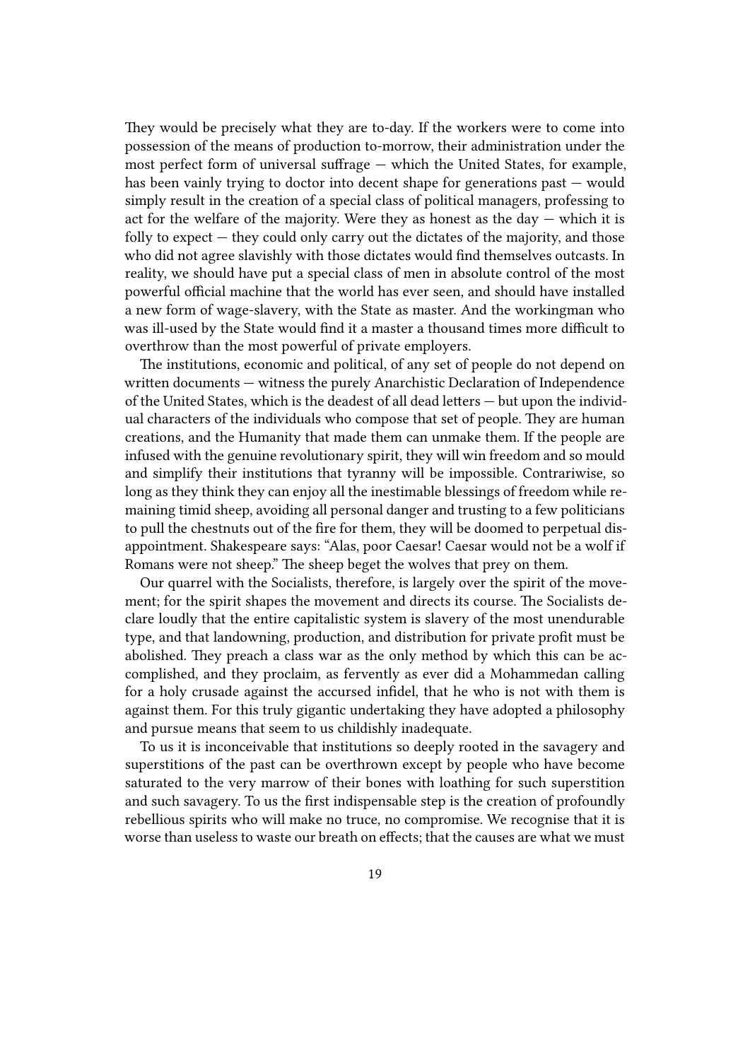They would be precisely what they are to-day. If the workers were to come into possession of the means of production to-morrow, their administration under the most perfect form of universal suffrage — which the United States, for example, has been vainly trying to doctor into decent shape for generations past — would simply result in the creation of a special class of political managers, professing to act for the welfare of the majority. Were they as honest as the day — which it is folly to expect — they could only carry out the dictates of the majority, and those who did not agree slavishly with those dictates would find themselves outcasts. In reality, we should have put a special class of men in absolute control of the most powerful official machine that the world has ever seen, and should have installed a new form of wage-slavery, with the State as master. And the workingman who was ill-used by the State would find it a master a thousand times more difficult to overthrow than the most powerful of private employers.

The institutions, economic and political, of any set of people do not depend on written documents — witness the purely Anarchistic Declaration of Independence of the United States, which is the deadest of all dead letters — but upon the individual characters of the individuals who compose that set of people. They are human creations, and the Humanity that made them can unmake them. If the people are infused with the genuine revolutionary spirit, they will win freedom and so mould and simplify their institutions that tyranny will be impossible. Contrariwise, so long as they think they can enjoy all the inestimable blessings of freedom while remaining timid sheep, avoiding all personal danger and trusting to a few politicians to pull the chestnuts out of the fire for them, they will be doomed to perpetual disappointment. Shakespeare says: "Alas, poor Caesar! Caesar would not be a wolf if Romans were not sheep." The sheep beget the wolves that prey on them.

Our quarrel with the Socialists, therefore, is largely over the spirit of the movement; for the spirit shapes the movement and directs its course. The Socialists declare loudly that the entire capitalistic system is slavery of the most unendurable type, and that landowning, production, and distribution for private profit must be abolished. They preach a class war as the only method by which this can be accomplished, and they proclaim, as fervently as ever did a Mohammedan calling for a holy crusade against the accursed infidel, that he who is not with them is against them. For this truly gigantic undertaking they have adopted a philosophy and pursue means that seem to us childishly inadequate.

To us it is inconceivable that institutions so deeply rooted in the savagery and superstitions of the past can be overthrown except by people who have become saturated to the very marrow of their bones with loathing for such superstition and such savagery. To us the first indispensable step is the creation of profoundly rebellious spirits who will make no truce, no compromise. We recognise that it is worse than useless to waste our breath on effects; that the causes are what we must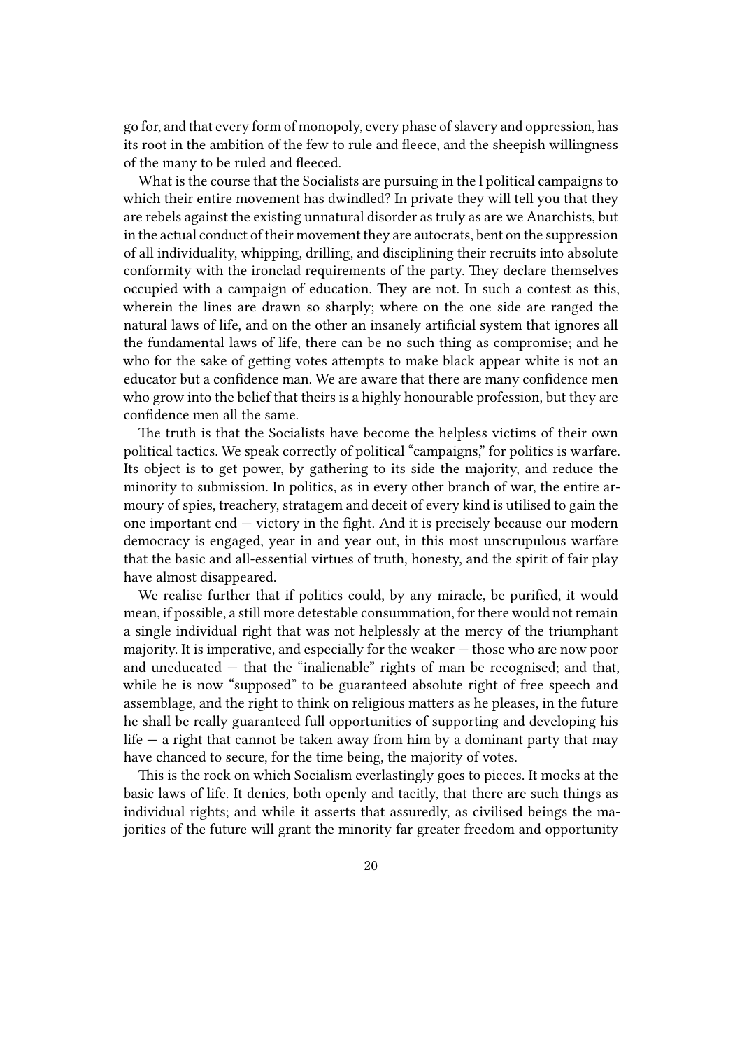go for, and that every form of monopoly, every phase of slavery and oppression, has its root in the ambition of the few to rule and fleece, and the sheepish willingness of the many to be ruled and fleeced.

What is the course that the Socialists are pursuing in the l political campaigns to which their entire movement has dwindled? In private they will tell you that they are rebels against the existing unnatural disorder as truly as are we Anarchists, but in the actual conduct of their movement they are autocrats, bent on the suppression of all individuality, whipping, drilling, and disciplining their recruits into absolute conformity with the ironclad requirements of the party. They declare themselves occupied with a campaign of education. They are not. In such a contest as this, wherein the lines are drawn so sharply; where on the one side are ranged the natural laws of life, and on the other an insanely artificial system that ignores all the fundamental laws of life, there can be no such thing as compromise; and he who for the sake of getting votes attempts to make black appear white is not an educator but a confidence man. We are aware that there are many confidence men who grow into the belief that theirs is a highly honourable profession, but they are confidence men all the same.

The truth is that the Socialists have become the helpless victims of their own political tactics. We speak correctly of political "campaigns," for politics is warfare. Its object is to get power, by gathering to its side the majority, and reduce the minority to submission. In politics, as in every other branch of war, the entire armoury of spies, treachery, stratagem and deceit of every kind is utilised to gain the one important end — victory in the fight. And it is precisely because our modern democracy is engaged, year in and year out, in this most unscrupulous warfare that the basic and all-essential virtues of truth, honesty, and the spirit of fair play have almost disappeared.

We realise further that if politics could, by any miracle, be purified, it would mean, if possible, a still more detestable consummation, for there would not remain a single individual right that was not helplessly at the mercy of the triumphant majority. It is imperative, and especially for the weaker — those who are now poor and uneducated — that the "inalienable" rights of man be recognised; and that, while he is now "supposed" to be guaranteed absolute right of free speech and assemblage, and the right to think on religious matters as he pleases, in the future he shall be really guaranteed full opportunities of supporting and developing his life — a right that cannot be taken away from him by a dominant party that may have chanced to secure, for the time being, the majority of votes.

This is the rock on which Socialism everlastingly goes to pieces. It mocks at the basic laws of life. It denies, both openly and tacitly, that there are such things as individual rights; and while it asserts that assuredly, as civilised beings the majorities of the future will grant the minority far greater freedom and opportunity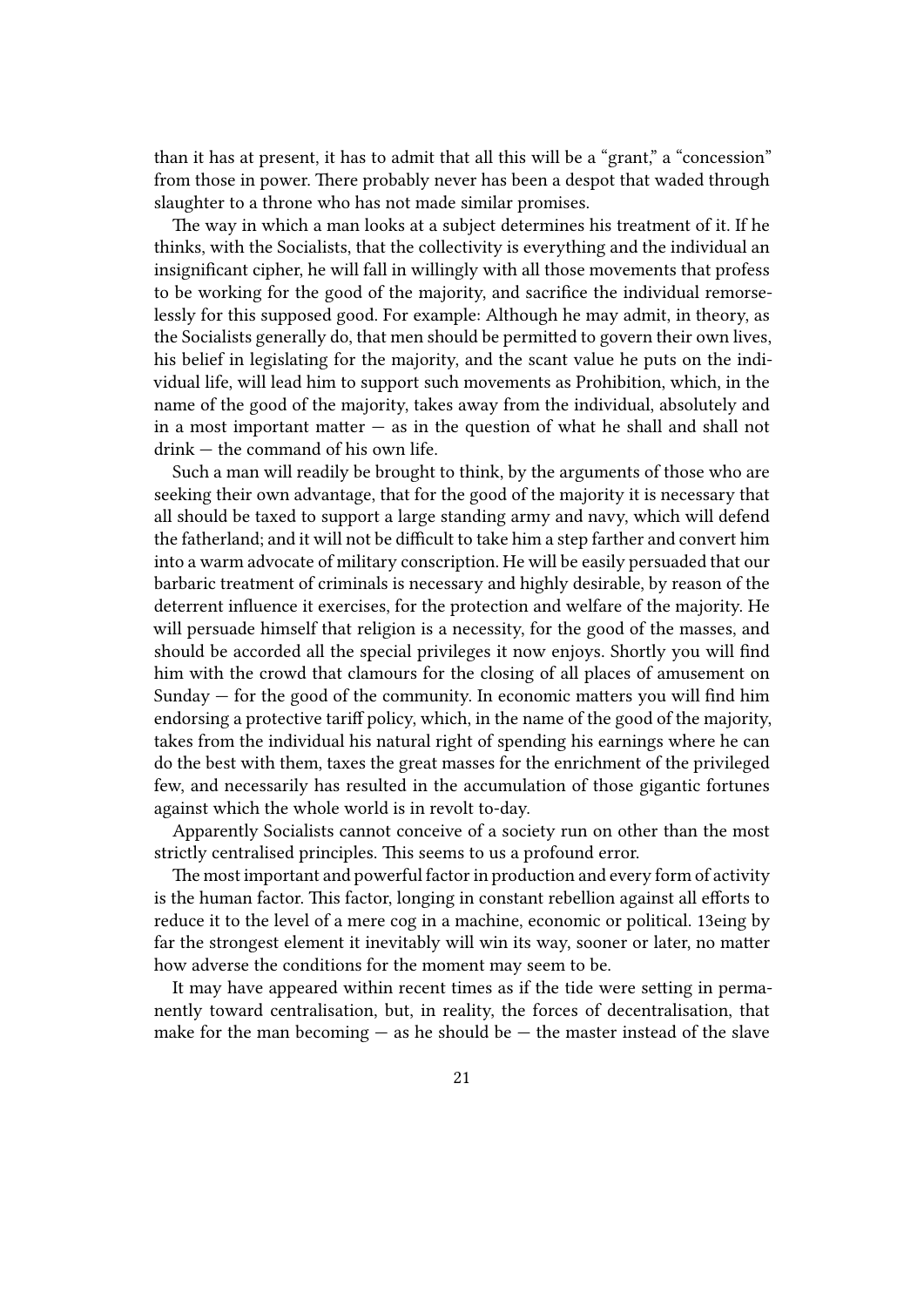than it has at present, it has to admit that all this will be a "grant," a "concession" from those in power. There probably never has been a despot that waded through slaughter to a throne who has not made similar promises.

The way in which a man looks at a subject determines his treatment of it. If he thinks, with the Socialists, that the collectivity is everything and the individual an insignificant cipher, he will fall in willingly with all those movements that profess to be working for the good of the majority, and sacrifice the individual remorselessly for this supposed good. For example: Although he may admit, in theory, as the Socialists generally do, that men should be permitted to govern their own lives, his belief in legislating for the majority, and the scant value he puts on the individual life, will lead him to support such movements as Prohibition, which, in the name of the good of the majority, takes away from the individual, absolutely and in a most important matter — as in the question of what he shall and shall not drink — the command of his own life.

Such a man will readily be brought to think, by the arguments of those who are seeking their own advantage, that for the good of the majority it is necessary that all should be taxed to support a large standing army and navy, which will defend the fatherland; and it will not be difficult to take him a step farther and convert him into a warm advocate of military conscription. He will be easily persuaded that our barbaric treatment of criminals is necessary and highly desirable, by reason of the deterrent influence it exercises, for the protection and welfare of the majority. He will persuade himself that religion is a necessity, for the good of the masses, and should be accorded all the special privileges it now enjoys. Shortly you will find him with the crowd that clamours for the closing of all places of amusement on Sunday — for the good of the community. In economic matters you will find him endorsing a protective tariff policy, which, in the name of the good of the majority, takes from the individual his natural right of spending his earnings where he can do the best with them, taxes the great masses for the enrichment of the privileged few, and necessarily has resulted in the accumulation of those gigantic fortunes against which the whole world is in revolt to-day.

Apparently Socialists cannot conceive of a society run on other than the most strictly centralised principles. This seems to us a profound error.

The most important and powerful factor in production and every form of activity is the human factor. This factor, longing in constant rebellion against all efforts to reduce it to the level of a mere cog in a machine, economic or political. 13eing by far the strongest element it inevitably will win its way, sooner or later, no matter how adverse the conditions for the moment may seem to be.

It may have appeared within recent times as if the tide were setting in permanently toward centralisation, but, in reality, the forces of decentralisation, that make for the man becoming — as he should be — the master instead of the slave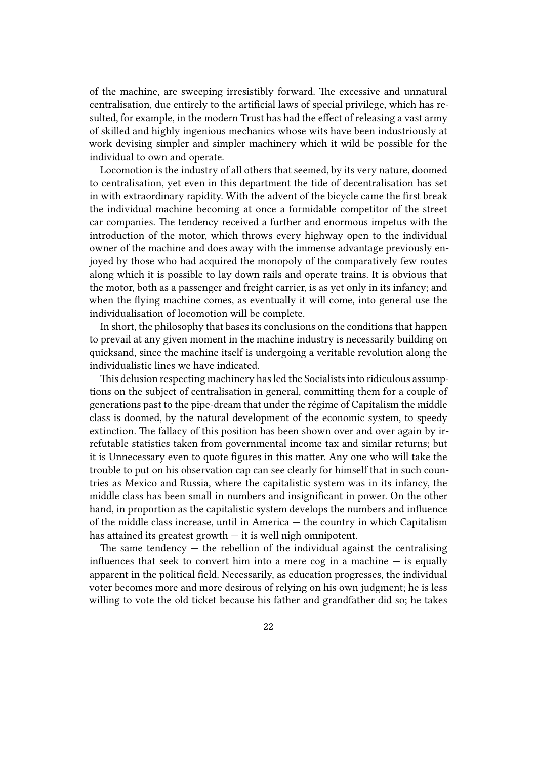of the machine, are sweeping irresistibly forward. The excessive and unnatural centralisation, due entirely to the artificial laws of special privilege, which has resulted, for example, in the modern Trust has had the effect of releasing a vast army of skilled and highly ingenious mechanics whose wits have been industriously at work devising simpler and simpler machinery which it wild be possible for the individual to own and operate.

Locomotion is the industry of all others that seemed, by its very nature, doomed to centralisation, yet even in this department the tide of decentralisation has set in with extraordinary rapidity. With the advent of the bicycle came the first break the individual machine becoming at once a formidable competitor of the street car companies. The tendency received a further and enormous impetus with the introduction of the motor, which throws every highway open to the individual owner of the machine and does away with the immense advantage previously enjoyed by those who had acquired the monopoly of the comparatively few routes along which it is possible to lay down rails and operate trains. It is obvious that the motor, both as a passenger and freight carrier, is as yet only in its infancy; and when the flying machine comes, as eventually it will come, into general use the individualisation of locomotion will be complete.

In short, the philosophy that bases its conclusions on the conditions that happen to prevail at any given moment in the machine industry is necessarily building on quicksand, since the machine itself is undergoing a veritable revolution along the individualistic lines we have indicated.

This delusion respecting machinery has led the Socialists into ridiculous assumptions on the subject of centralisation in general, committing them for a couple of generations past to the pipe-dream that under the régime of Capitalism the middle class is doomed, by the natural development of the economic system, to speedy extinction. The fallacy of this position has been shown over and over again by irrefutable statistics taken from governmental income tax and similar returns; but it is Unnecessary even to quote figures in this matter. Any one who will take the trouble to put on his observation cap can see clearly for himself that in such countries as Mexico and Russia, where the capitalistic system was in its infancy, the middle class has been small in numbers and insignificant in power. On the other hand, in proportion as the capitalistic system develops the numbers and influence of the middle class increase, until in America — the country in which Capitalism has attained its greatest growth — it is well nigh omnipotent.

The same tendency — the rebellion of the individual against the centralising influences that seek to convert him into a mere cog in a machine — is equally apparent in the political field. Necessarily, as education progresses, the individual voter becomes more and more desirous of relying on his own judgment; he is less willing to vote the old ticket because his father and grandfather did so; he takes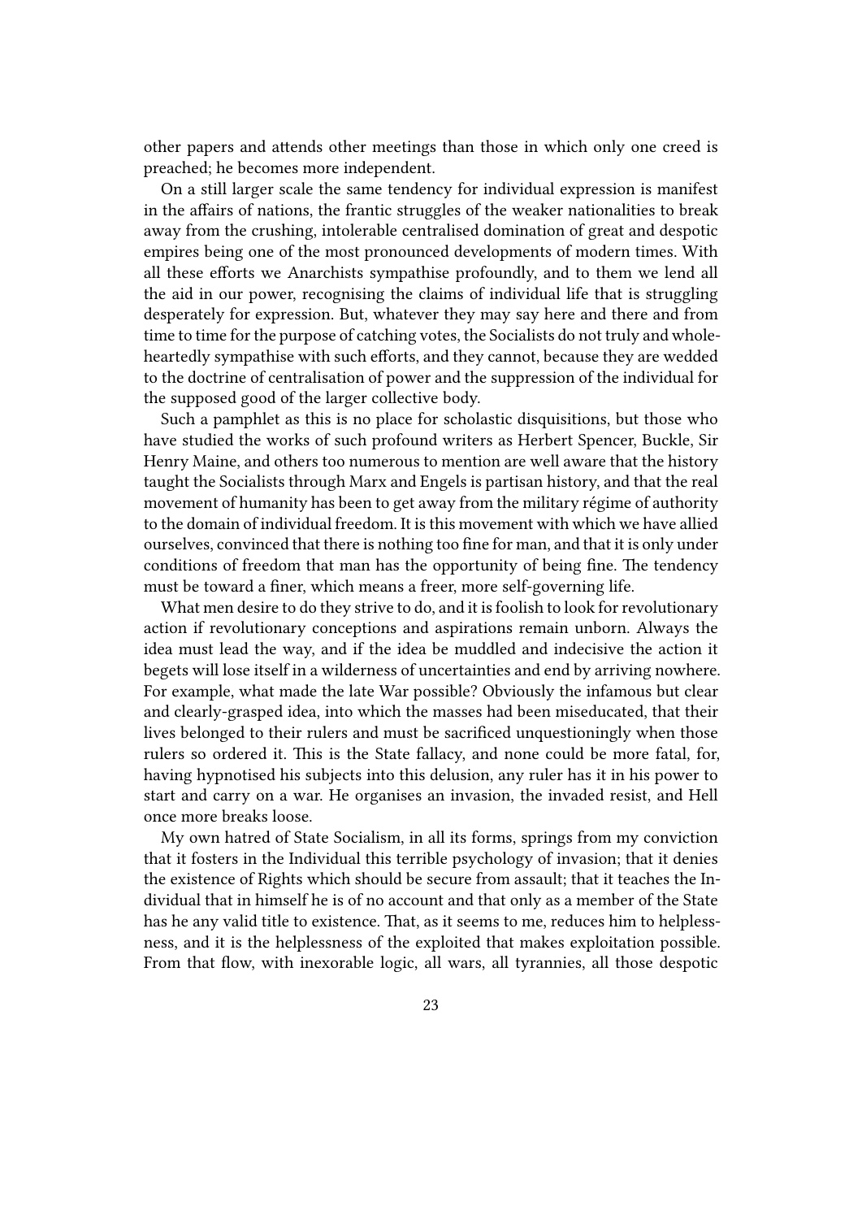other papers and attends other meetings than those in which only one creed is preached; he becomes more independent.

On a still larger scale the same tendency for individual expression is manifest in the affairs of nations, the frantic struggles of the weaker nationalities to break away from the crushing, intolerable centralised domination of great and despotic empires being one of the most pronounced developments of modern times. With all these efforts we Anarchists sympathise profoundly, and to them we lend all the aid in our power, recognising the claims of individual life that is struggling desperately for expression. But, whatever they may say here and there and from time to time for the purpose of catching votes, the Socialists do not truly and whole-heartedly sympathise with such efforts, and they cannot, because they are wedded to the doctrine of centralisation of power and the suppression of the individual for the supposed good of the larger collective body.

Such a pamphlet as this is no place for scholastic disquisitions, but those who have studied the works of such profound writers as Herbert Spencer, Buckle, Sir Henry Maine, and others too numerous to mention are well aware that the history taught the Socialists through Marx and Engels is partisan history, and that the real movement of humanity has been to get away from the military régime of authority to the domain of individual freedom. It is this movement with which we have allied ourselves, convinced that there is nothing too fine for man, and that it is only under conditions of freedom that man has the opportunity of being fine. The tendency must be toward a finer, which means a freer, more self-governing life.

What men desire to do they strive to do, and it is foolish to look for revolutionary action if revolutionary conceptions and aspirations remain unborn. Always the idea must lead the way, and if the idea be muddled and indecisive the action it begets will lose itself in a wilderness of uncertainties and end by arriving nowhere. For example, what made the late War possible? Obviously the infamous but clear and clearly-grasped idea, into which the masses had been miseducated, that their lives belonged to their rulers and must be sacrificed unquestioningly when those rulers so ordered it. This is the State fallacy, and none could be more fatal, for, having hypnotised his subjects into this delusion, any ruler has it in his power to start and carry on a war. He organises an invasion, the invaded resist, and Hell once more breaks loose.

My own hatred of State Socialism, in all its forms, springs from my conviction that it fosters in the Individual this terrible psychology of invasion; that it denies the existence of Rights which should be secure from assault; that it teaches the Individual that in himself he is of no account and that only as a member of the State has he any valid title to existence. That, as it seems to me, reduces him to helplessness, and it is the helplessness of the exploited that makes exploitation possible. From that flow, with inexorable logic, all wars, all tyrannies, all those despotic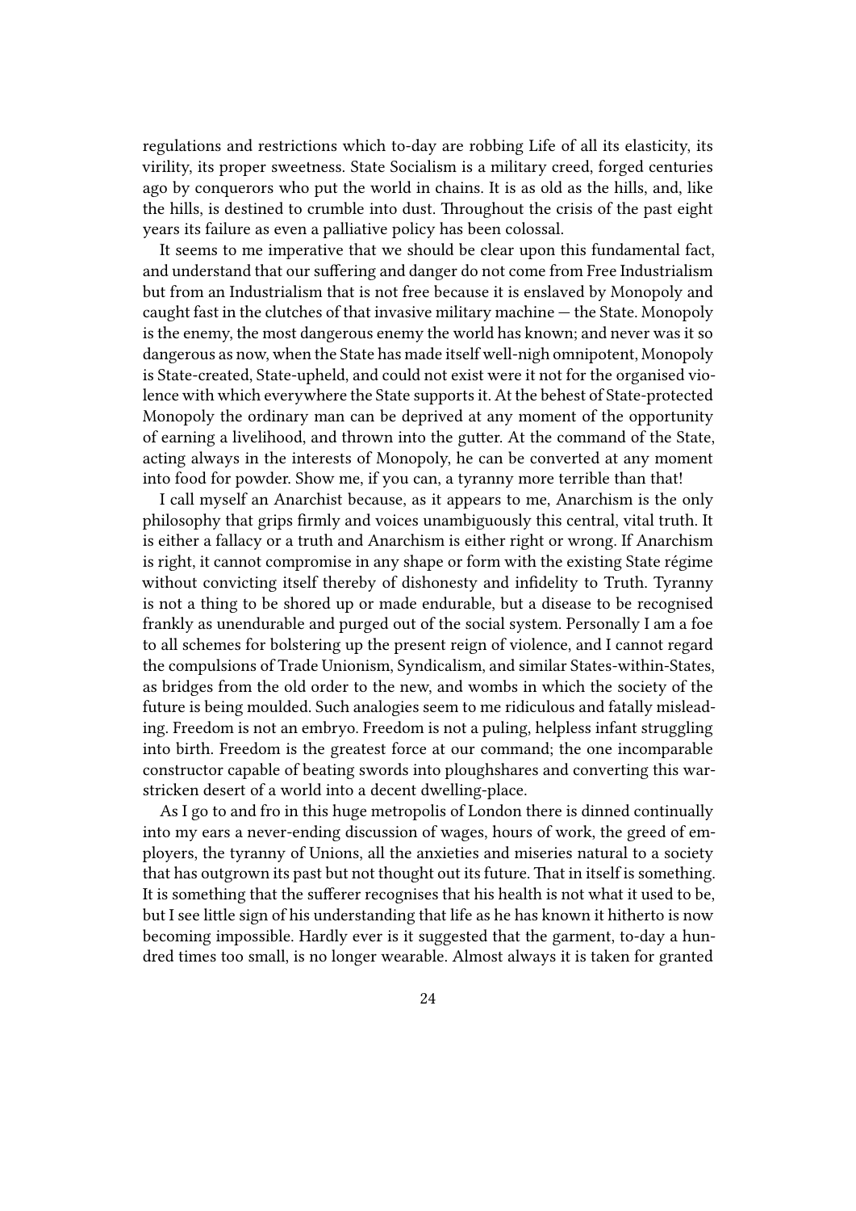regulations and restrictions which to-day are robbing Life of all its elasticity, its virility, its proper sweetness. State Socialism is a military creed, forged centuries ago by conquerors who put the world in chains. It is as old as the hills, and, like the hills, is destined to crumble into dust. Throughout the crisis of the past eight years its failure as even a palliative policy has been colossal.

It seems to me imperative that we should be clear upon this fundamental fact, and understand that our suffering and danger do not come from Free Industrialism but from an Industrialism that is not free because it is enslaved by Monopoly and caught fast in the clutches of that invasive military machine — the State. Monopoly is the enemy, the most dangerous enemy the world has known; and never was it so dangerous as now, when the State has made itself well-nigh omnipotent, Monopoly is State-created, State-upheld, and could not exist were it not for the organised violence with which everywhere the State supports it. At the behest of State-protected Monopoly the ordinary man can be deprived at any moment of the opportunity of earning a livelihood, and thrown into the gutter. At the command of the State, acting always in the interests of Monopoly, he can be converted at any moment into food for powder. Show me, if you can, a tyranny more terrible than that!

I call myself an Anarchist because, as it appears to me, Anarchism is the only philosophy that grips firmly and voices unambiguously this central, vital truth. It is either a fallacy or a truth and Anarchism is either right or wrong. If Anarchism is right, it cannot compromise in any shape or form with the existing State régime without convicting itself thereby of dishonesty and infidelity to Truth. Tyranny is not a thing to be shored up or made endurable, but a disease to be recognised frankly as unendurable and purged out of the social system. Personally I am a foe to all schemes for bolstering up the present reign of violence, and I cannot regard the compulsions of Trade Unionism, Syndicalism, and similar States-within-States, as bridges from the old order to the new, and wombs in which the society of the future is being moulded. Such analogies seem to me ridiculous and fatally misleading. Freedom is not an embryo. Freedom is not a puling, helpless infant struggling into birth. Freedom is the greatest force at our command; the one incomparable constructor capable of beating swords into ploughshares and converting this war-stricken desert of a world into a decent dwelling-place.

As I go to and fro in this huge metropolis of London there is dinned continually into my ears a never-ending discussion of wages, hours of work, the greed of employers, the tyranny of Unions, all the anxieties and miseries natural to a society that has outgrown its past but not thought out its future. That in itself is something. It is something that the sufferer recognises that his health is not what it used to be, but I see little sign of his understanding that life as he has known it hitherto is now becoming impossible. Hardly ever is it suggested that the garment, to-day a hundred times too small, is no longer wearable. Almost always it is taken for granted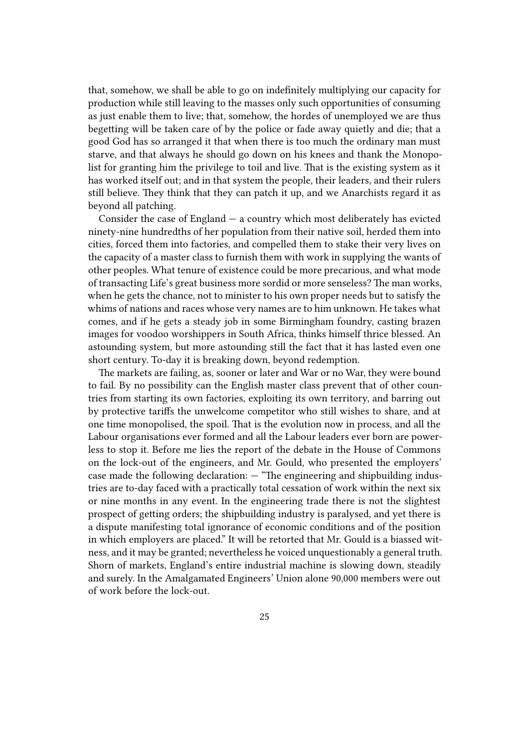that, somehow, we shall be able to go on indefinitely multiplying our capacity for production while still leaving to the masses only such opportunities of consuming as just enable them to live; that, somehow, the hordes of unemployed we are thus begetting will be taken care of by the police or fade away quietly and die; that a good God has so arranged it that when there is too much the ordinary man must starve, and that always he should go down on his knees and thank the Monopolist for granting him the privilege to toil and live. That is the existing system as it has worked itself out; and in that system the people, their leaders, and their rulers still believe. They think that they can patch it up, and we Anarchists regard it as beyond all patching.

Consider the case of England — a country which most deliberately has evicted ninety-nine hundredths of her population from their native soil, herded them into cities, forced them into factories, and compelled them to stake their very lives on the capacity of a master class to furnish them with work in supplying the wants of other peoples. What tenure of existence could be more precarious, and what mode of transacting Life's great business more sordid or more senseless? The man works, when he gets the chance, not to minister to his own proper needs but to satisfy the whims of nations and races whose very names are to him unknown. He takes what comes, and if he gets a steady job in some Birmingham foundry, casting brazen images for voodoo worshippers in South Africa, thinks himself thrice blessed. An astounding system, but more astounding still the fact that it has lasted even one short century. To-day it is breaking down, beyond redemption.

The markets are failing, as, sooner or later and War or no War, they were bound to fail. By no possibility can the English master class prevent that of other countries from starting its own factories, exploiting its own territory, and barring out by protective tariffs the unwelcome competitor who still wishes to share, and at one time monopolised, the spoil. That is the evolution now in process, and all the Labour organisations ever formed and all the Labour leaders ever born are powerless to stop it. Before me lies the report of the debate in the House of Commons on the lock-out of the engineers, and Mr. Gould, who presented the employers' case made the following declaration: — "The engineering and shipbuilding industries are to-day faced with a practically total cessation of work within the next six or nine months in any event. In the engineering trade there is not the slightest prospect of getting orders; the shipbuilding industry is paralysed, and yet there is a dispute manifesting total ignorance of economic conditions and of the position in which employers are placed." It will be retorted that Mr. Gould is a biassed witness, and it may be granted; nevertheless he voiced unquestionably a general truth. Shorn of markets, England's entire industrial machine is slowing down, steadily and surely. In the Amalgamated Engineers' Union alone 90,000 members were out of work before the lock-out.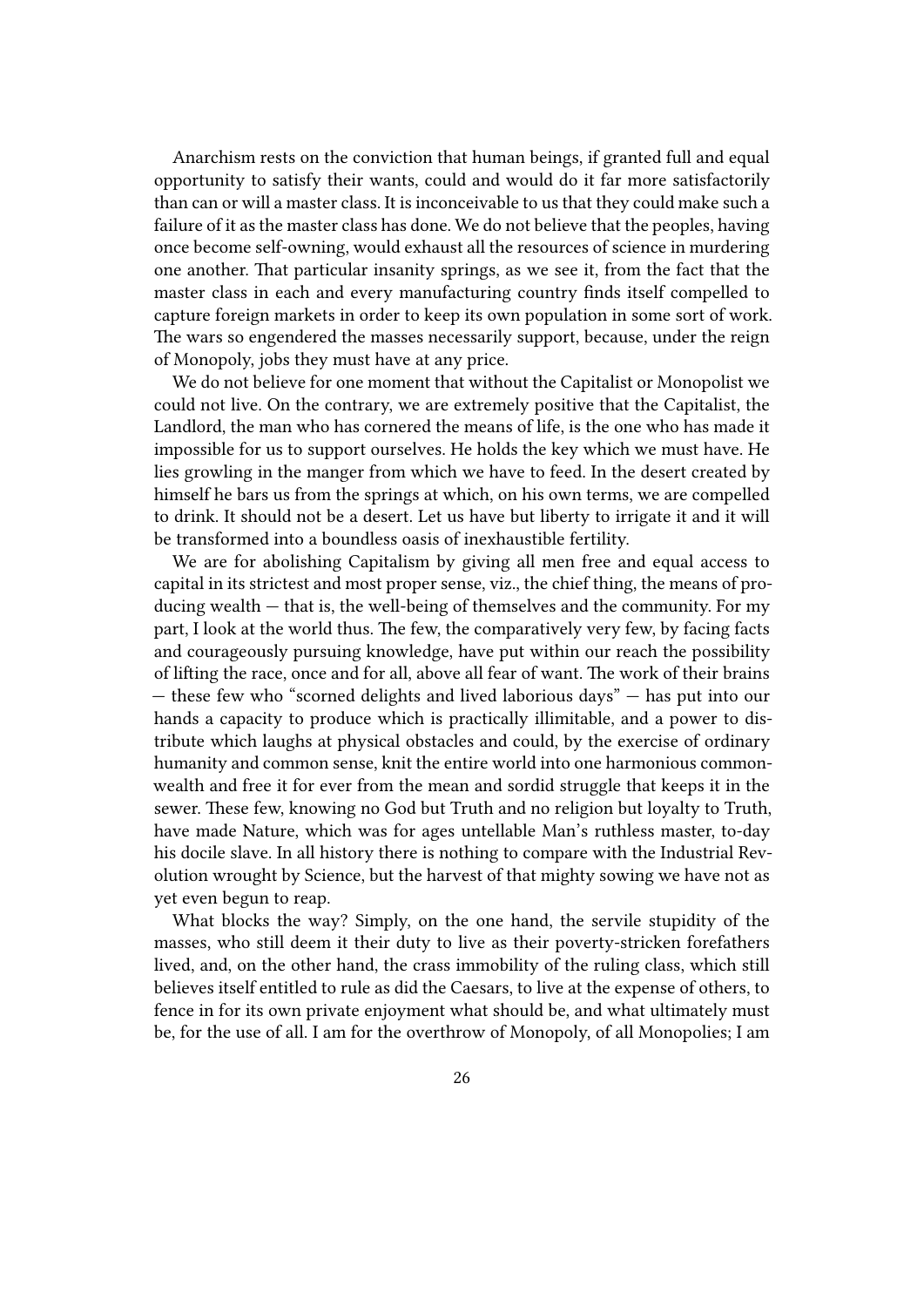Anarchism rests on the conviction that human beings, if granted full and equal opportunity to satisfy their wants, could and would do it far more satisfactorily than can or will a master class. It is inconceivable to us that they could make such a failure of it as the master class has done. We do not believe that the peoples, having once become self-owning, would exhaust all the resources of science in murdering one another. That particular insanity springs, as we see it, from the fact that the master class in each and every manufacturing country finds itself compelled to capture foreign markets in order to keep its own population in some sort of work. The wars so engendered the masses necessarily support, because, under the reign of Monopoly, jobs they must have at any price.

We do not believe for one moment that without the Capitalist or Monopolist we could not live. On the contrary, we are extremely positive that the Capitalist, the Landlord, the man who has cornered the means of life, is the one who has made it impossible for us to support ourselves. He holds the key which we must have. He lies growling in the manger from which we have to feed. In the desert created by himself he bars us from the springs at which, on his own terms, we are compelled to drink. It should not be a desert. Let us have but liberty to irrigate it and it will be transformed into a boundless oasis of inexhaustible fertility.

We are for abolishing Capitalism by giving all men free and equal access to capital in its strictest and most proper sense, viz., the chief thing, the means of producing wealth — that is, the well-being of themselves and the community. For my part, I look at the world thus. The few, the comparatively very few, by facing facts and courageously pursuing knowledge, have put within our reach the possibility of lifting the race, once and for all, above all fear of want. The work of their brains — these few who "scorned delights and lived laborious days" — has put into our hands a capacity to produce which is practically illimitable, and a power to distribute which laughs at physical obstacles and could, by the exercise of ordinary humanity and common sense, knit the entire world into one harmonious commonwealth and free it for ever from the mean and sordid struggle that keeps it in the sewer. These few, knowing no God but Truth and no religion but loyalty to Truth, have made Nature, which was for ages untellable Man's ruthless master, to-day his docile slave. In all history there is nothing to compare with the Industrial Revolution wrought by Science, but the harvest of that mighty sowing we have not as yet even begun to reap.

What blocks the way? Simply, on the one hand, the servile stupidity of the masses, who still deem it their duty to live as their poverty-stricken forefathers lived, and, on the other hand, the crass immobility of the ruling class, which still believes itself entitled to rule as did the Caesars, to live at the expense of others, to fence in for its own private enjoyment what should be, and what ultimately must be, for the use of all. I am for the overthrow of Monopoly, of all Monopolies; I am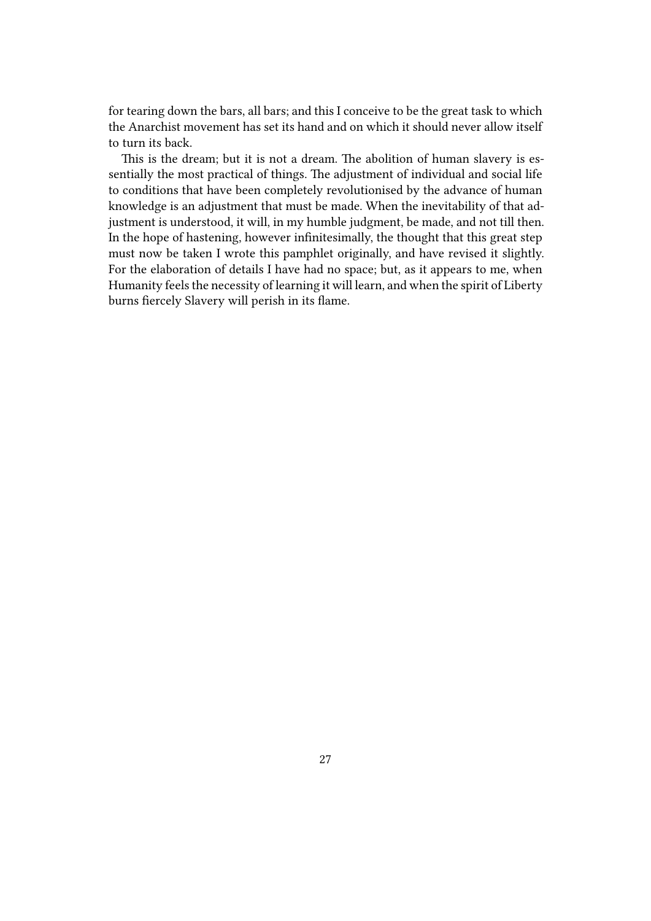for tearing down the bars, all bars; and this I conceive to be the great task to which the Anarchist movement has set its hand and on which it should never allow itself to turn its back.

This is the dream; but it is not a dream. The abolition of human slavery is essentially the most practical of things. The adjustment of individual and social life to conditions that have been completely revolutionised by the advance of human knowledge is an adjustment that must be made. When the inevitability of that adjustment is understood, it will, in my humble judgment, be made, and not till then. In the hope of hastening, however infinitesimally, the thought that this great step must now be taken I wrote this pamphlet originally, and have revised it slightly. For the elaboration of details I have had no space; but, as it appears to me, when Humanity feels the necessity of learning it will learn, and when the spirit of Liberty burns fiercely Slavery will perish in its flame.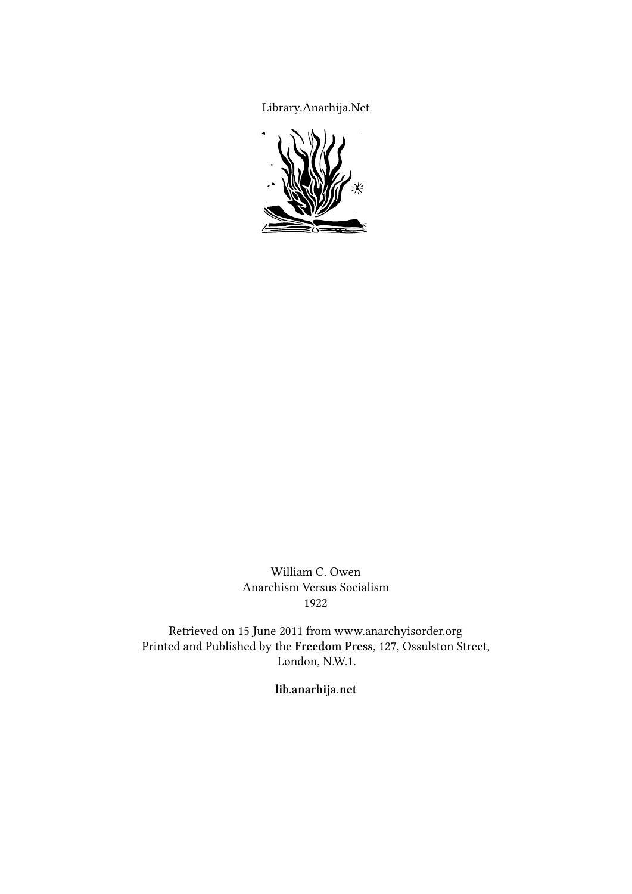Library.Anarhija.Net

William C. Owen
Anarchism Versus Socialism
1922

Retrieved on 15 June 2011 from www.anarchyisorder.org
Printed and Published by the **Freedom Press**, 127, Ossulston Street, London, N.W.1.

**lib.anarhija.net**